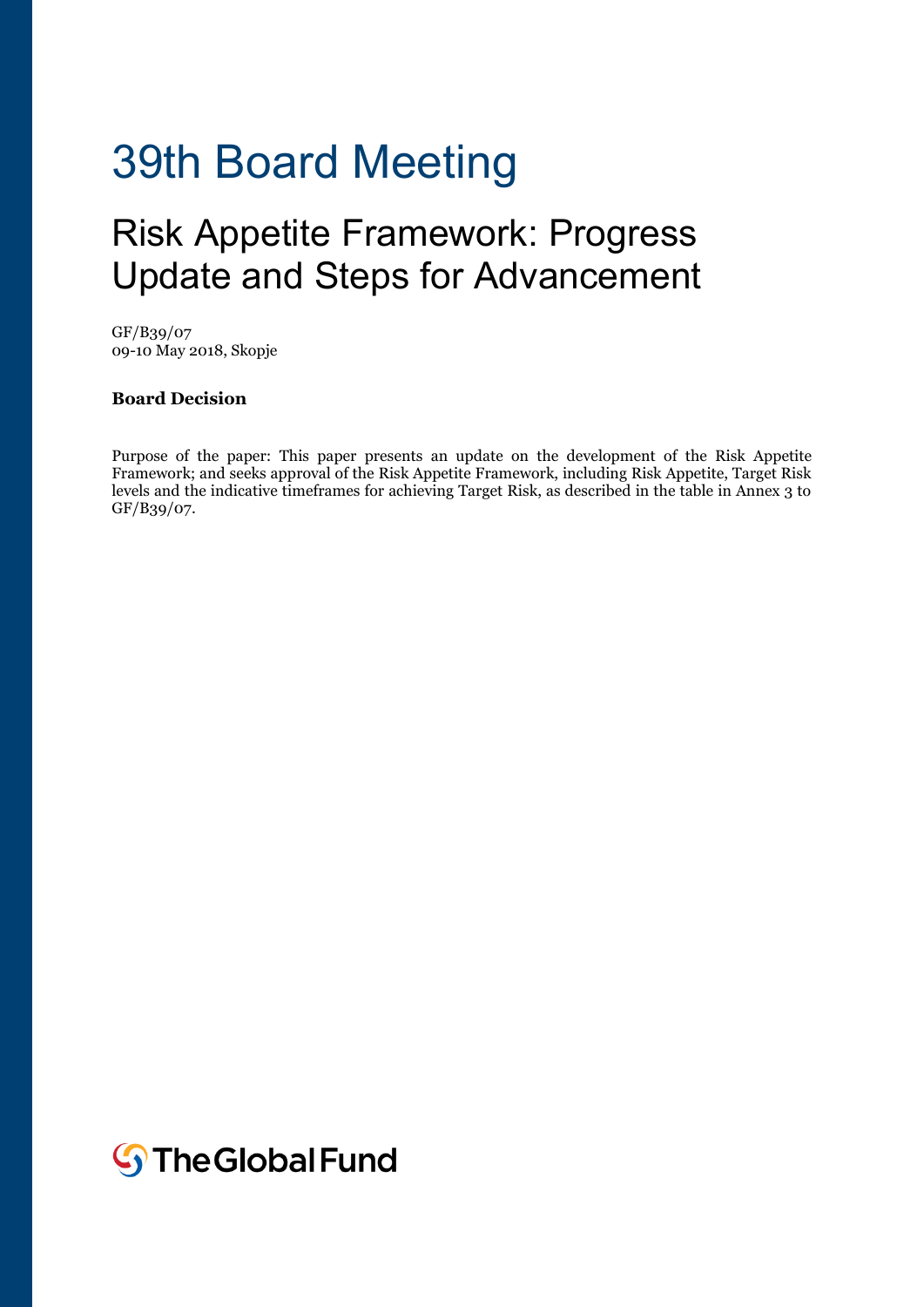# 39th Board Meeting

## Risk Appetite Framework: Progress Update and Steps for Advancement

GF/B39/07
09-10 May 2018, Skopje

**Board Decision**

Purpose of the paper: This paper presents an update on the development of the Risk Appetite Framework; and seeks approval of the Risk Appetite Framework, including Risk Appetite, Target Risk levels and the indicative timeframes for achieving Target Risk, as described in the table in Annex 3 to GF/B39/07.

The Global Fund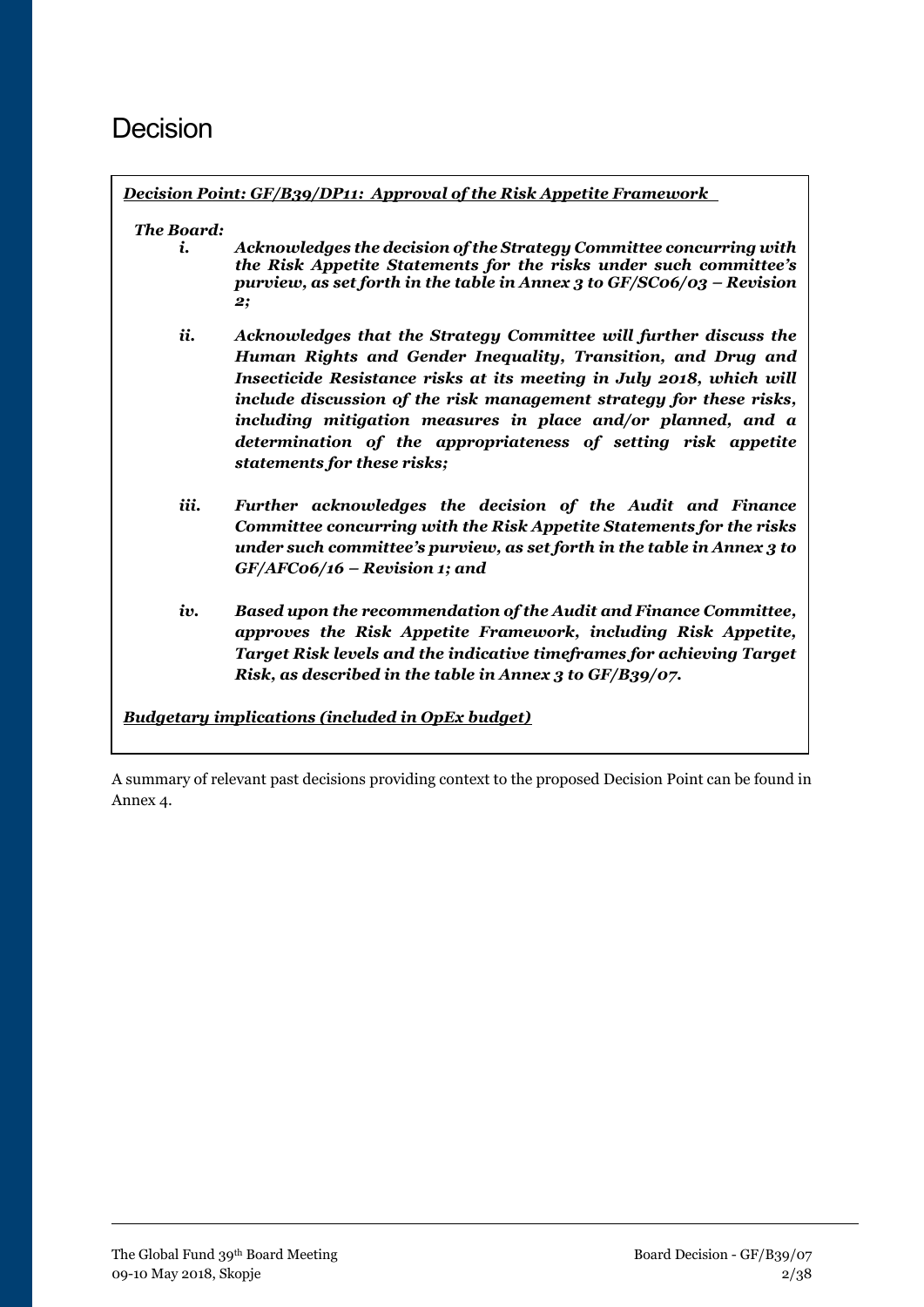# Decision

***Decision Point: GF/B39/DP11: Approval of the Risk Appetite Framework***

***The Board:***

- ***i.*** ***Acknowledges the decision of the Strategy Committee concurring with the Risk Appetite Statements for the risks under such committee's purview, as set forth in the table in Annex 3 to GF/SC06/03 – Revision 2;***

- ***ii.*** ***Acknowledges that the Strategy Committee will further discuss the Human Rights and Gender Inequality, Transition, and Drug and Insecticide Resistance risks at its meeting in July 2018, which will include discussion of the risk management strategy for these risks, including mitigation measures in place and/or planned, and a determination of the appropriateness of setting risk appetite statements for these risks;***

- ***iii.*** ***Further acknowledges the decision of the Audit and Finance Committee concurring with the Risk Appetite Statements for the risks under such committee's purview, as set forth in the table in Annex 3 to GF/AFC06/16 – Revision 1; and***

- ***iv.*** ***Based upon the recommendation of the Audit and Finance Committee, approves the Risk Appetite Framework, including Risk Appetite, Target Risk levels and the indicative timeframes for achieving Target Risk, as described in the table in Annex 3 to GF/B39/07.***

***Budgetary implications (included in OpEx budget)***

A summary of relevant past decisions providing context to the proposed Decision Point can be found in Annex 4.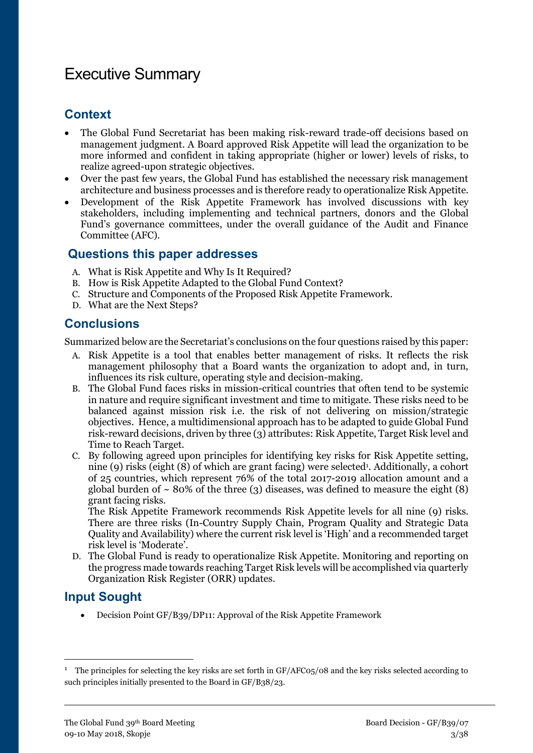# Executive Summary

## Context

- The Global Fund Secretariat has been making risk-reward trade-off decisions based on management judgment. A Board approved Risk Appetite will lead the organization to be more informed and confident in taking appropriate (higher or lower) levels of risks, to realize agreed-upon strategic objectives.
- Over the past few years, the Global Fund has established the necessary risk management architecture and business processes and is therefore ready to operationalize Risk Appetite.
- Development of the Risk Appetite Framework has involved discussions with key stakeholders, including implementing and technical partners, donors and the Global Fund's governance committees, under the overall guidance of the Audit and Finance Committee (AFC).

## Questions this paper addresses

A. What is Risk Appetite and Why Is It Required?
B. How is Risk Appetite Adapted to the Global Fund Context?
C. Structure and Components of the Proposed Risk Appetite Framework.
D. What are the Next Steps?

## Conclusions

Summarized below are the Secretariat's conclusions on the four questions raised by this paper:

A. Risk Appetite is a tool that enables better management of risks. It reflects the risk management philosophy that a Board wants the organization to adopt and, in turn, influences its risk culture, operating style and decision-making.
B. The Global Fund faces risks in mission-critical countries that often tend to be systemic in nature and require significant investment and time to mitigate. These risks need to be balanced against mission risk i.e. the risk of not delivering on mission/strategic objectives. Hence, a multidimensional approach has to be adapted to guide Global Fund risk-reward decisions, driven by three (3) attributes: Risk Appetite, Target Risk level and Time to Reach Target.
C. By following agreed upon principles for identifying key risks for Risk Appetite setting, nine (9) risks (eight (8) of which are grant facing) were selected[1]. Additionally, a cohort of 25 countries, which represent 76% of the total 2017-2019 allocation amount and a global burden of ~ 80% of the three (3) diseases, was defined to measure the eight (8) grant facing risks.
   The Risk Appetite Framework recommends Risk Appetite levels for all nine (9) risks. There are three risks (In-Country Supply Chain, Program Quality and Strategic Data Quality and Availability) where the current risk level is 'High' and a recommended target risk level is 'Moderate'.
D. The Global Fund is ready to operationalize Risk Appetite. Monitoring and reporting on the progress made towards reaching Target Risk levels will be accomplished via quarterly Organization Risk Register (ORR) updates.

## Input Sought

- Decision Point GF/B39/DP11: Approval of the Risk Appetite Framework

[1] The principles for selecting the key risks are set forth in GF/AFC05/08 and the key risks selected according to such principles initially presented to the Board in GF/B38/23.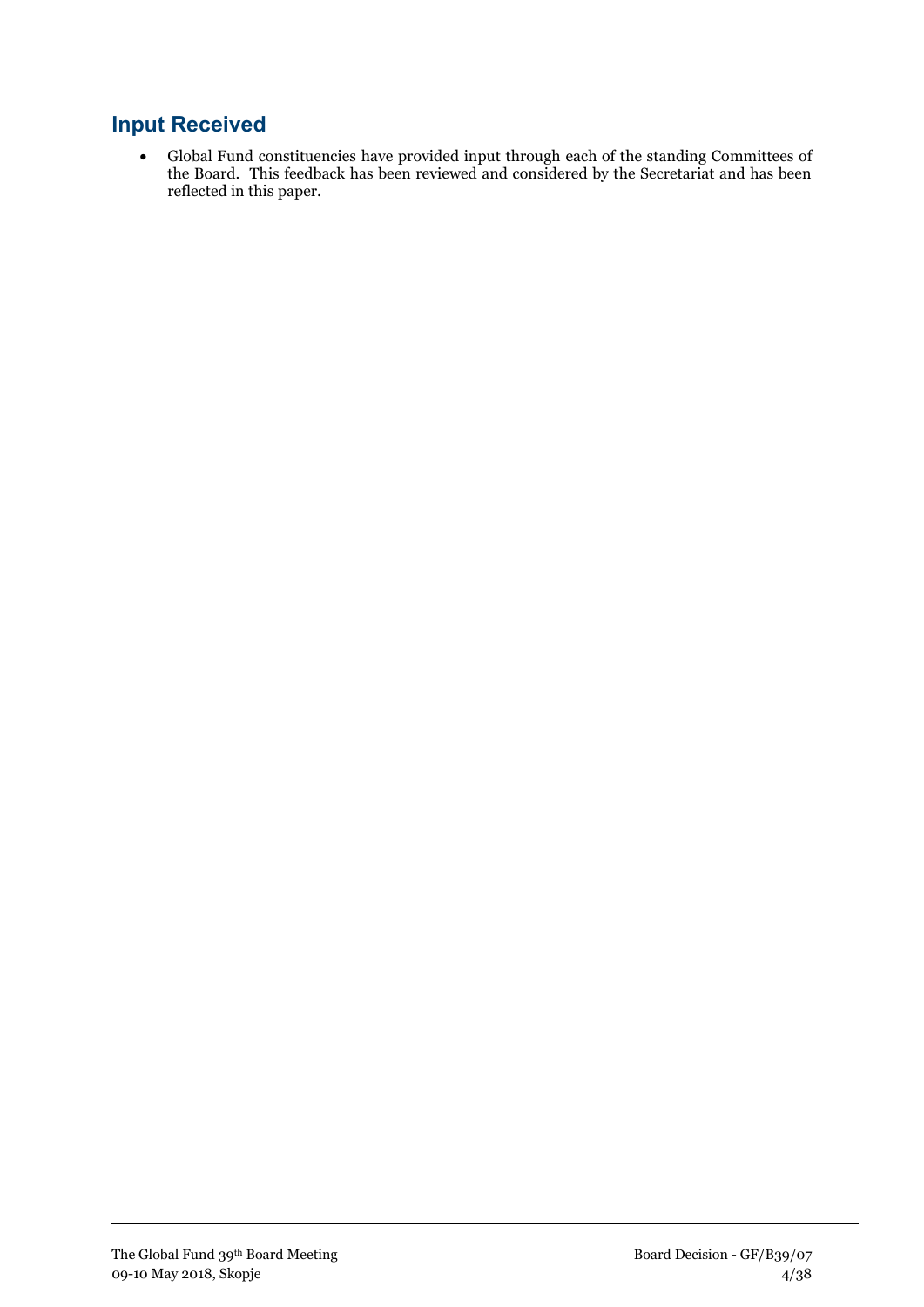## Input Received

- Global Fund constituencies have provided input through each of the standing Committees of the Board. This feedback has been reviewed and considered by the Secretariat and has been reflected in this paper.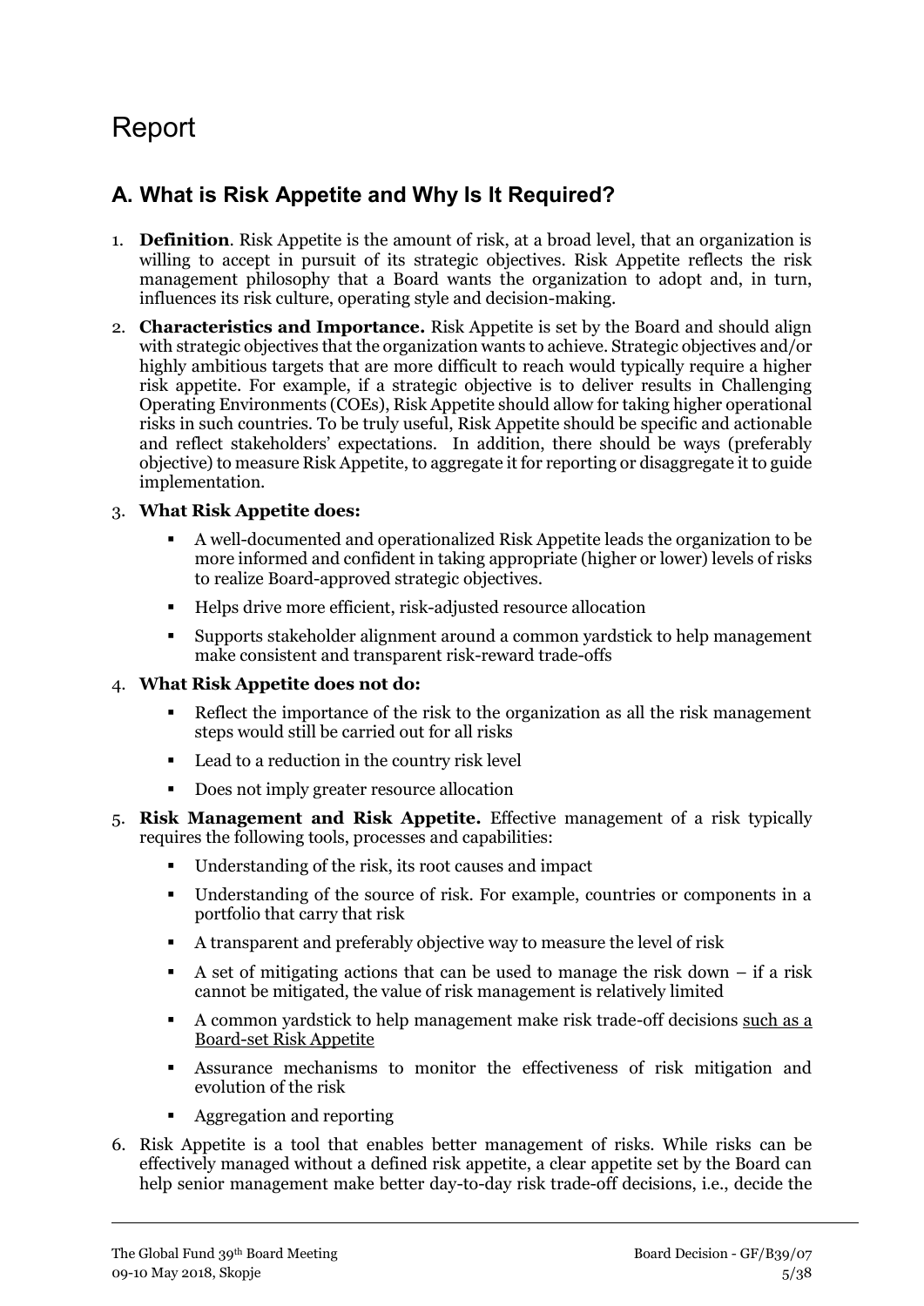# Report

## A. What is Risk Appetite and Why Is It Required?

1. **Definition**. Risk Appetite is the amount of risk, at a broad level, that an organization is willing to accept in pursuit of its strategic objectives. Risk Appetite reflects the risk management philosophy that a Board wants the organization to adopt and, in turn, influences its risk culture, operating style and decision-making.
2. **Characteristics and Importance.** Risk Appetite is set by the Board and should align with strategic objectives that the organization wants to achieve. Strategic objectives and/or highly ambitious targets that are more difficult to reach would typically require a higher risk appetite. For example, if a strategic objective is to deliver results in Challenging Operating Environments (COEs), Risk Appetite should allow for taking higher operational risks in such countries. To be truly useful, Risk Appetite should be specific and actionable and reflect stakeholders' expectations. In addition, there should be ways (preferably objective) to measure Risk Appetite, to aggregate it for reporting or disaggregate it to guide implementation.
3. **What Risk Appetite does:**
   - A well-documented and operationalized Risk Appetite leads the organization to be more informed and confident in taking appropriate (higher or lower) levels of risks to realize Board-approved strategic objectives.
   - Helps drive more efficient, risk-adjusted resource allocation
   - Supports stakeholder alignment around a common yardstick to help management make consistent and transparent risk-reward trade-offs
4. **What Risk Appetite does not do:**
   - Reflect the importance of the risk to the organization as all the risk management steps would still be carried out for all risks
   - Lead to a reduction in the country risk level
   - Does not imply greater resource allocation
5. **Risk Management and Risk Appetite.** Effective management of a risk typically requires the following tools, processes and capabilities:
   - Understanding of the risk, its root causes and impact
   - Understanding of the source of risk. For example, countries or components in a portfolio that carry that risk
   - A transparent and preferably objective way to measure the level of risk
   - A set of mitigating actions that can be used to manage the risk down – if a risk cannot be mitigated, the value of risk management is relatively limited
   - A common yardstick to help management make risk trade-off decisions <u>such as a Board-set Risk Appetite</u>
   - Assurance mechanisms to monitor the effectiveness of risk mitigation and evolution of the risk
   - Aggregation and reporting
6. Risk Appetite is a tool that enables better management of risks. While risks can be effectively managed without a defined risk appetite, a clear appetite set by the Board can help senior management make better day-to-day risk trade-off decisions, i.e., decide the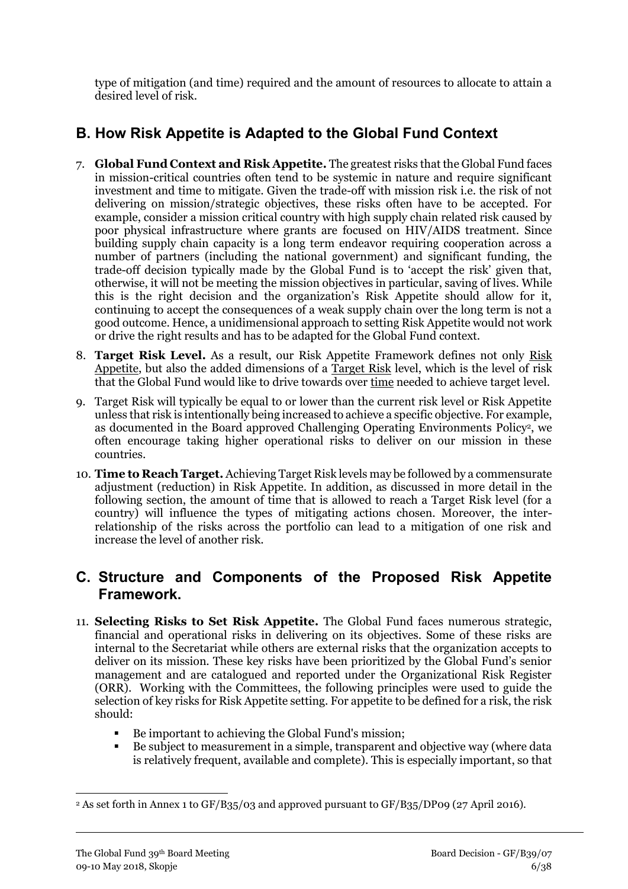type of mitigation (and time) required and the amount of resources to allocate to attain a desired level of risk.

## B. How Risk Appetite is Adapted to the Global Fund Context

7. **Global Fund Context and Risk Appetite.** The greatest risks that the Global Fund faces in mission-critical countries often tend to be systemic in nature and require significant investment and time to mitigate. Given the trade-off with mission risk i.e. the risk of not delivering on mission/strategic objectives, these risks often have to be accepted. For example, consider a mission critical country with high supply chain related risk caused by poor physical infrastructure where grants are focused on HIV/AIDS treatment. Since building supply chain capacity is a long term endeavor requiring cooperation across a number of partners (including the national government) and significant funding, the trade-off decision typically made by the Global Fund is to 'accept the risk' given that, otherwise, it will not be meeting the mission objectives in particular, saving of lives. While this is the right decision and the organization's Risk Appetite should allow for it, continuing to accept the consequences of a weak supply chain over the long term is not a good outcome. Hence, a unidimensional approach to setting Risk Appetite would not work or drive the right results and has to be adapted for the Global Fund context.

8. **Target Risk Level.** As a result, our Risk Appetite Framework defines not only Risk Appetite, but also the added dimensions of a Target Risk level, which is the level of risk that the Global Fund would like to drive towards over time needed to achieve target level.

9. Target Risk will typically be equal to or lower than the current risk level or Risk Appetite unless that risk is intentionally being increased to achieve a specific objective. For example, as documented in the Board approved Challenging Operating Environments Policy[2], we often encourage taking higher operational risks to deliver on our mission in these countries.

10. **Time to Reach Target.** Achieving Target Risk levels may be followed by a commensurate adjustment (reduction) in Risk Appetite. In addition, as discussed in more detail in the following section, the amount of time that is allowed to reach a Target Risk level (for a country) will influence the types of mitigating actions chosen. Moreover, the inter-relationship of the risks across the portfolio can lead to a mitigation of one risk and increase the level of another risk.

## C. Structure and Components of the Proposed Risk Appetite Framework.

11. **Selecting Risks to Set Risk Appetite.** The Global Fund faces numerous strategic, financial and operational risks in delivering on its objectives. Some of these risks are internal to the Secretariat while others are external risks that the organization accepts to deliver on its mission. These key risks have been prioritized by the Global Fund's senior management and are catalogued and reported under the Organizational Risk Register (ORR). Working with the Committees, the following principles were used to guide the selection of key risks for Risk Appetite setting. For appetite to be defined for a risk, the risk should:
    - Be important to achieving the Global Fund's mission;
    - Be subject to measurement in a simple, transparent and objective way (where data is relatively frequent, available and complete). This is especially important, so that

[2] As set forth in Annex 1 to GF/B35/03 and approved pursuant to GF/B35/DP09 (27 April 2016).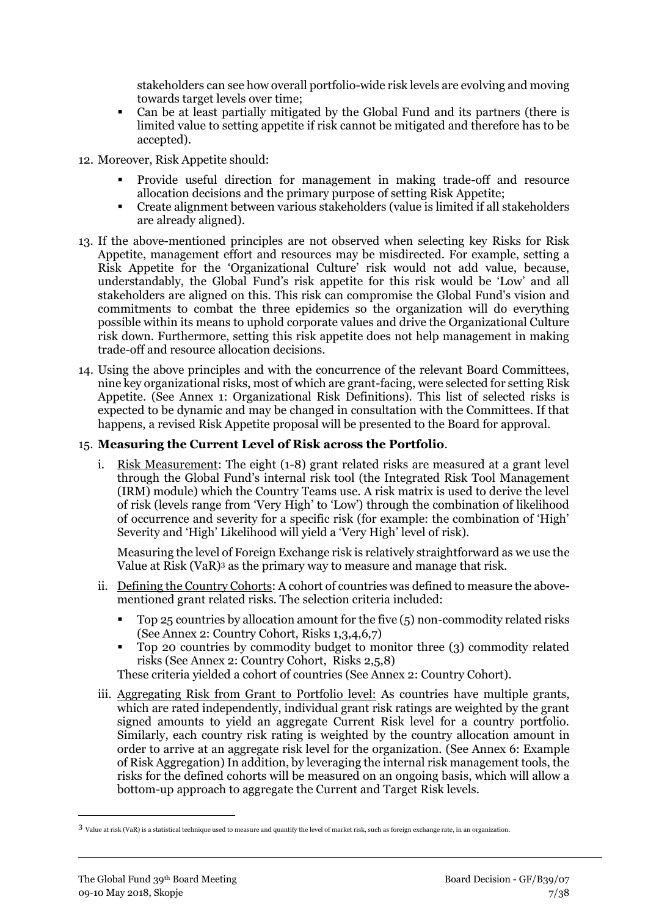stakeholders can see how overall portfolio-wide risk levels are evolving and moving towards target levels over time;

- Can be at least partially mitigated by the Global Fund and its partners (there is limited value to setting appetite if risk cannot be mitigated and therefore has to be accepted).

12. Moreover, Risk Appetite should:

 - Provide useful direction for management in making trade-off and resource allocation decisions and the primary purpose of setting Risk Appetite;
 - Create alignment between various stakeholders (value is limited if all stakeholders are already aligned).

13. If the above-mentioned principles are not observed when selecting key Risks for Risk Appetite, management effort and resources may be misdirected. For example, setting a Risk Appetite for the 'Organizational Culture' risk would not add value, because, understandably, the Global Fund's risk appetite for this risk would be 'Low' and all stakeholders are aligned on this. This risk can compromise the Global Fund's vision and commitments to combat the three epidemics so the organization will do everything possible within its means to uphold corporate values and drive the Organizational Culture risk down. Furthermore, setting this risk appetite does not help management in making trade-off and resource allocation decisions.

14. Using the above principles and with the concurrence of the relevant Board Committees, nine key organizational risks, most of which are grant-facing, were selected for setting Risk Appetite. (See Annex 1: Organizational Risk Definitions). This list of selected risks is expected to be dynamic and may be changed in consultation with the Committees. If that happens, a revised Risk Appetite proposal will be presented to the Board for approval.

15. **Measuring the Current Level of Risk across the Portfolio**.

 i. Risk Measurement: The eight (1-8) grant related risks are measured at a grant level through the Global Fund's internal risk tool (the Integrated Risk Tool Management (IRM) module) which the Country Teams use. A risk matrix is used to derive the level of risk (levels range from 'Very High' to 'Low') through the combination of likelihood of occurrence and severity for a specific risk (for example: the combination of 'High' Severity and 'High' Likelihood will yield a 'Very High' level of risk).

    Measuring the level of Foreign Exchange risk is relatively straightforward as we use the Value at Risk (VaR)[3] as the primary way to measure and manage that risk.

 ii. Defining the Country Cohorts: A cohort of countries was defined to measure the above-mentioned grant related risks. The selection criteria included:

    - Top 25 countries by allocation amount for the five (5) non-commodity related risks (See Annex 2: Country Cohort, Risks 1,3,4,6,7)
    - Top 20 countries by commodity budget to monitor three (3) commodity related risks (See Annex 2: Country Cohort, Risks 2,5,8)

    These criteria yielded a cohort of countries (See Annex 2: Country Cohort).

 iii. Aggregating Risk from Grant to Portfolio level: As countries have multiple grants, which are rated independently, individual grant risk ratings are weighted by the grant signed amounts to yield an aggregate Current Risk level for a country portfolio. Similarly, each country risk rating is weighted by the country allocation amount in order to arrive at an aggregate risk level for the organization. (See Annex 6: Example of Risk Aggregation) In addition, by leveraging the internal risk management tools, the risks for the defined cohorts will be measured on an ongoing basis, which will allow a bottom-up approach to aggregate the Current and Target Risk levels.

[3] Value at risk (VaR) is a statistical technique used to measure and quantify the level of market risk, such as foreign exchange rate, in an organization.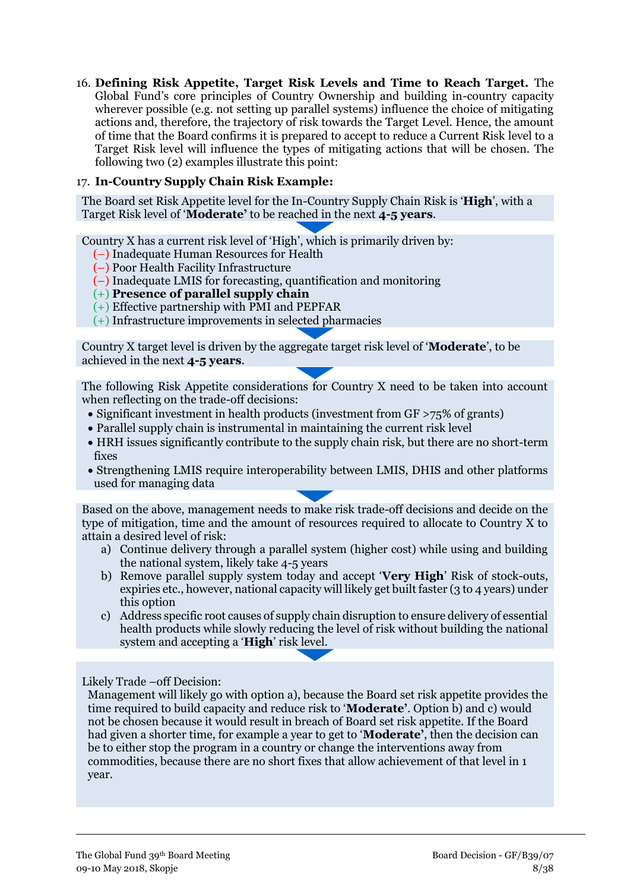16. **Defining Risk Appetite, Target Risk Levels and Time to Reach Target.** The Global Fund's core principles of Country Ownership and building in-country capacity wherever possible (e.g. not setting up parallel systems) influence the choice of mitigating actions and, therefore, the trajectory of risk towards the Target Level. Hence, the amount of time that the Board confirms it is prepared to accept to reduce a Current Risk level to a Target Risk level will influence the types of mitigating actions that will be chosen. The following two (2) examples illustrate this point:

17. **In-Country Supply Chain Risk Example:**

The Board set Risk Appetite level for the In-Country Supply Chain Risk is '**High**', with a Target Risk level of '**Moderate'** to be reached in the next **4-5 years**.

Country X has a current risk level of 'High', which is primarily driven by:

- (–) Inadequate Human Resources for Health
- (–) Poor Health Facility Infrastructure
- (–) Inadequate LMIS for forecasting, quantification and monitoring
- (+) **Presence of parallel supply chain**
- (+) Effective partnership with PMI and PEPFAR
- (+) Infrastructure improvements in selected pharmacies

Country X target level is driven by the aggregate target risk level of '**Moderate**', to be achieved in the next **4-5 years**.

The following Risk Appetite considerations for Country X need to be taken into account when reflecting on the trade-off decisions:

- Significant investment in health products (investment from GF >75% of grants)
- Parallel supply chain is instrumental in maintaining the current risk level
- HRH issues significantly contribute to the supply chain risk, but there are no short-term fixes
- Strengthening LMIS require interoperability between LMIS, DHIS and other platforms used for managing data

Based on the above, management needs to make risk trade-off decisions and decide on the type of mitigation, time and the amount of resources required to allocate to Country X to attain a desired level of risk:

a) Continue delivery through a parallel system (higher cost) while using and building the national system, likely take 4-5 years
b) Remove parallel supply system today and accept '**Very High**' Risk of stock-outs, expiries etc., however, national capacity will likely get built faster (3 to 4 years) under this option
c) Address specific root causes of supply chain disruption to ensure delivery of essential health products while slowly reducing the level of risk without building the national system and accepting a '**High**' risk level.

Likely Trade –off Decision:

Management will likely go with option a), because the Board set risk appetite provides the time required to build capacity and reduce risk to '**Moderate'**. Option b) and c) would not be chosen because it would result in breach of Board set risk appetite. If the Board had given a shorter time, for example a year to get to '**Moderate'**, then the decision can be to either stop the program in a country or change the interventions away from commodities, because there are no short fixes that allow achievement of that level in 1 year.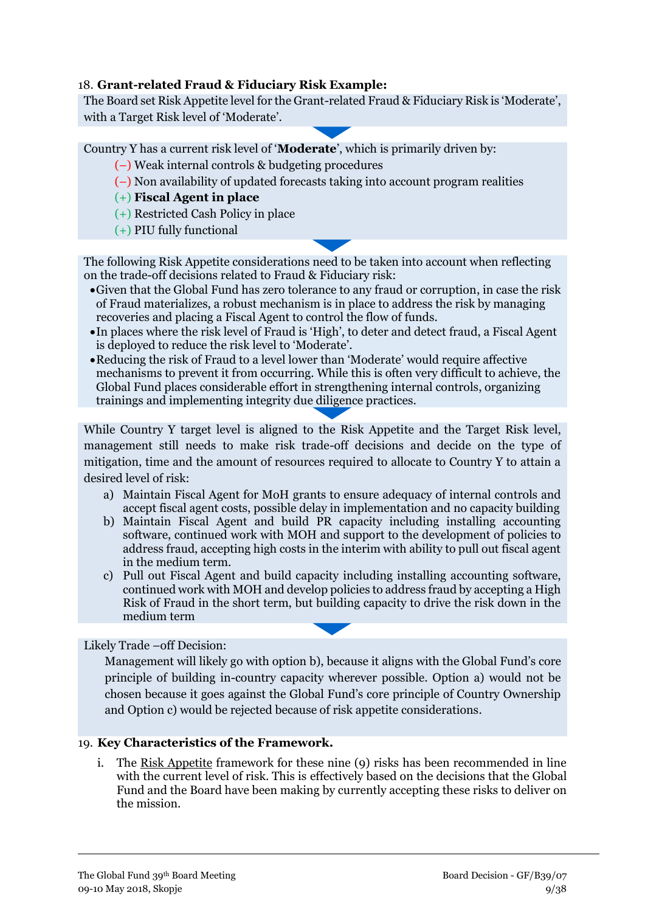18. **Grant-related Fraud & Fiduciary Risk Example:**

The Board set Risk Appetite level for the Grant-related Fraud & Fiduciary Risk is 'Moderate', with a Target Risk level of 'Moderate'.

Country Y has a current risk level of '**Moderate**', which is primarily driven by:

- (–) Weak internal controls & budgeting procedures
- (–) Non availability of updated forecasts taking into account program realities
- (+) **Fiscal Agent in place**
- (+) Restricted Cash Policy in place
- (+) PIU fully functional

The following Risk Appetite considerations need to be taken into account when reflecting on the trade-off decisions related to Fraud & Fiduciary risk:

- Given that the Global Fund has zero tolerance to any fraud or corruption, in case the risk of Fraud materializes, a robust mechanism is in place to address the risk by managing recoveries and placing a Fiscal Agent to control the flow of funds.
- In places where the risk level of Fraud is 'High', to deter and detect fraud, a Fiscal Agent is deployed to reduce the risk level to 'Moderate'.
- Reducing the risk of Fraud to a level lower than 'Moderate' would require affective mechanisms to prevent it from occurring. While this is often very difficult to achieve, the Global Fund places considerable effort in strengthening internal controls, organizing trainings and implementing integrity due diligence practices.

While Country Y target level is aligned to the Risk Appetite and the Target Risk level, management still needs to make risk trade-off decisions and decide on the type of mitigation, time and the amount of resources required to allocate to Country Y to attain a desired level of risk:

a) Maintain Fiscal Agent for MoH grants to ensure adequacy of internal controls and accept fiscal agent costs, possible delay in implementation and no capacity building
b) Maintain Fiscal Agent and build PR capacity including installing accounting software, continued work with MOH and support to the development of policies to address fraud, accepting high costs in the interim with ability to pull out fiscal agent in the medium term.
c) Pull out Fiscal Agent and build capacity including installing accounting software, continued work with MOH and develop policies to address fraud by accepting a High Risk of Fraud in the short term, but building capacity to drive the risk down in the medium term

Likely Trade –off Decision:

Management will likely go with option b), because it aligns with the Global Fund's core principle of building in-country capacity wherever possible. Option a) would not be chosen because it goes against the Global Fund's core principle of Country Ownership and Option c) would be rejected because of risk appetite considerations.

19. **Key Characteristics of the Framework.**

i. The Risk Appetite framework for these nine (9) risks has been recommended in line with the current level of risk. This is effectively based on the decisions that the Global Fund and the Board have been making by currently accepting these risks to deliver on the mission.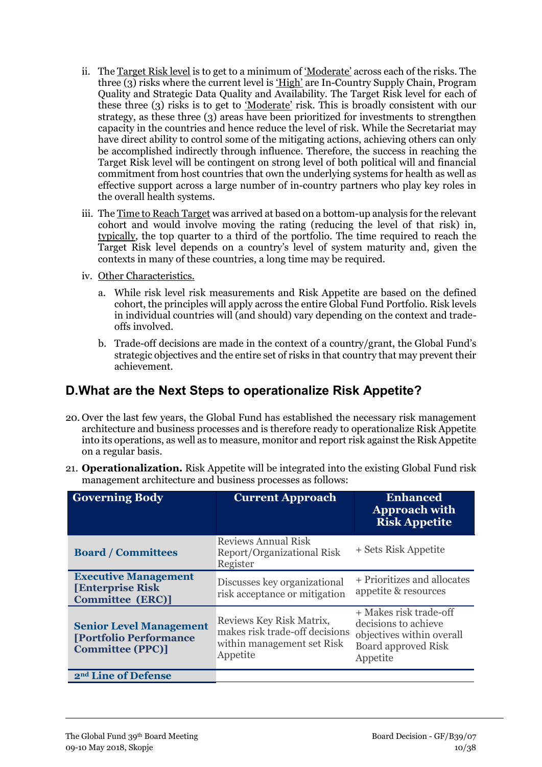ii. The Target Risk level is to get to a minimum of 'Moderate' across each of the risks. The three (3) risks where the current level is 'High' are In-Country Supply Chain, Program Quality and Strategic Data Quality and Availability. The Target Risk level for each of these three (3) risks is to get to 'Moderate' risk. This is broadly consistent with our strategy, as these three (3) areas have been prioritized for investments to strengthen capacity in the countries and hence reduce the level of risk. While the Secretariat may have direct ability to control some of the mitigating actions, achieving others can only be accomplished indirectly through influence. Therefore, the success in reaching the Target Risk level will be contingent on strong level of both political will and financial commitment from host countries that own the underlying systems for health as well as effective support across a large number of in-country partners who play key roles in the overall health systems.

iii. The Time to Reach Target was arrived at based on a bottom-up analysis for the relevant cohort and would involve moving the rating (reducing the level of that risk) in, typically, the top quarter to a third of the portfolio. The time required to reach the Target Risk level depends on a country's level of system maturity and, given the contexts in many of these countries, a long time may be required.

iv. Other Characteristics.

   a. While risk level risk measurements and Risk Appetite are based on the defined cohort, the principles will apply across the entire Global Fund Portfolio. Risk levels in individual countries will (and should) vary depending on the context and trade-offs involved.

   b. Trade-off decisions are made in the context of a country/grant, the Global Fund's strategic objectives and the entire set of risks in that country that may prevent their achievement.

## D.What are the Next Steps to operationalize Risk Appetite?

20. Over the last few years, the Global Fund has established the necessary risk management architecture and business processes and is therefore ready to operationalize Risk Appetite into its operations, as well as to measure, monitor and report risk against the Risk Appetite on a regular basis.

21. **Operationalization.** Risk Appetite will be integrated into the existing Global Fund risk management architecture and business processes as follows:

| Governing Body | Current Approach | Enhanced Approach with Risk Appetite |
|---|---|---|
| **Board / Committees** | Reviews Annual Risk Report/Organizational Risk Register | + Sets Risk Appetite |
| **Executive Management [Enterprise Risk Committee (ERC)]** | Discusses key organizational risk acceptance or mitigation | + Prioritizes and allocates appetite & resources |
| **Senior Level Management [Portfolio Performance Committee (PPC)]** | Reviews Key Risk Matrix, makes risk trade-off decisions within management set Risk Appetite | + Makes risk trade-off decisions to achieve objectives within overall Board approved Risk Appetite |
| **2nd Line of Defense** | | |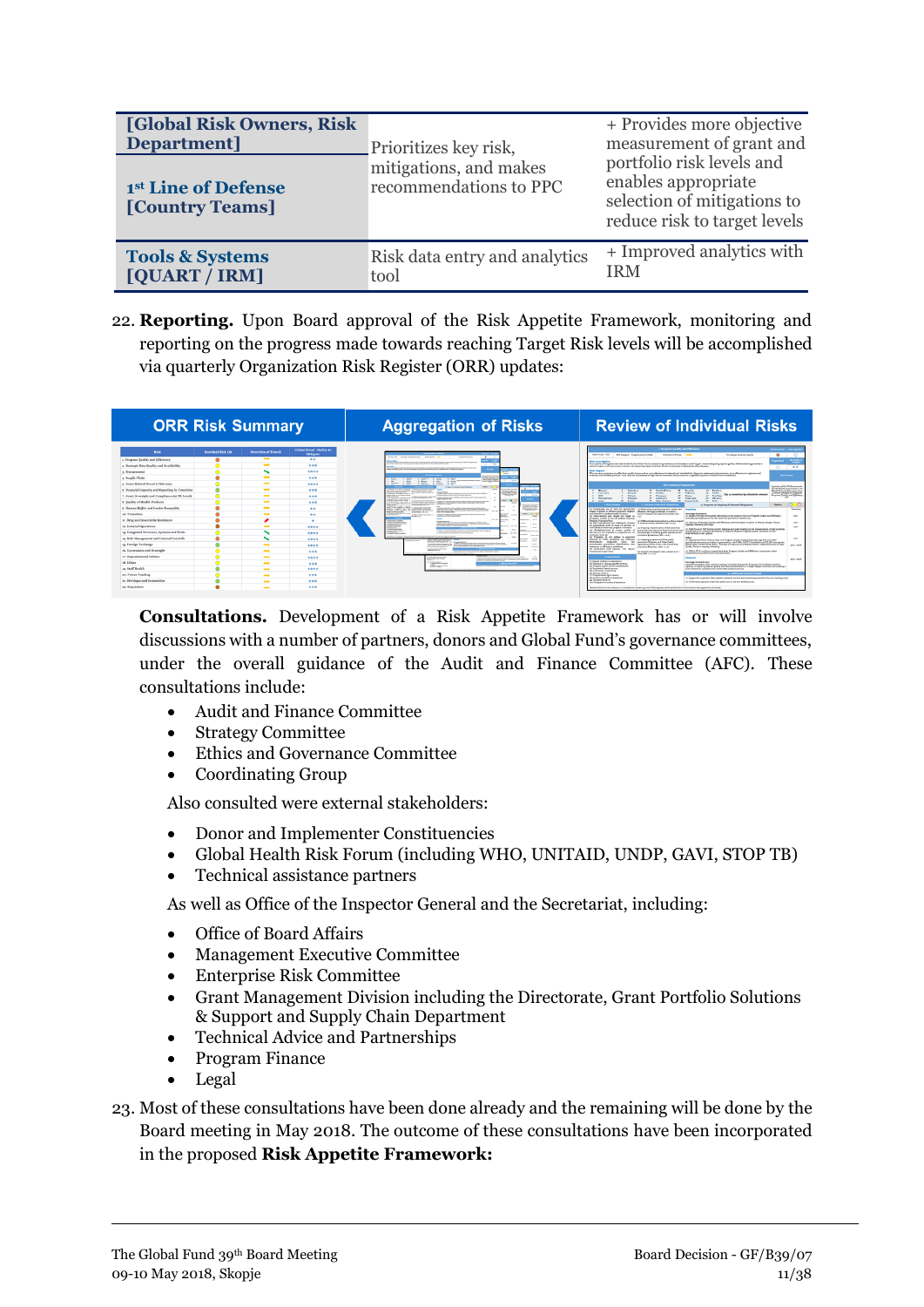| | | |
|---|---|---|
| **[Global Risk Owners, Risk Department]**<br><br>**1st Line of Defense [Country Teams]** | Prioritizes key risk, mitigations, and makes recommendations to PPC | + Provides more objective measurement of grant and portfolio risk levels and enables appropriate selection of mitigations to reduce risk to target levels |
| **Tools & Systems [QUART / IRM]** | Risk data entry and analytics tool | + Improved analytics with IRM |

22. **Reporting.** Upon Board approval of the Risk Appetite Framework, monitoring and reporting on the progress made towards reaching Target Risk levels will be accomplished via quarterly Organization Risk Register (ORR) updates:

| ORR Risk Summary | Aggregation of Risks | Review of Individual Risks |
|---|---|---|

**Consultations.** Development of a Risk Appetite Framework has or will involve discussions with a number of partners, donors and Global Fund's governance committees, under the overall guidance of the Audit and Finance Committee (AFC). These consultations include:

- Audit and Finance Committee
- Strategy Committee
- Ethics and Governance Committee
- Coordinating Group

Also consulted were external stakeholders:

- Donor and Implementer Constituencies
- Global Health Risk Forum (including WHO, UNITAID, UNDP, GAVI, STOP TB)
- Technical assistance partners

As well as Office of the Inspector General and the Secretariat, including:

- Office of Board Affairs
- Management Executive Committee
- Enterprise Risk Committee
- Grant Management Division including the Directorate, Grant Portfolio Solutions & Support and Supply Chain Department
- Technical Advice and Partnerships
- Program Finance
- Legal

23. Most of these consultations have been done already and the remaining will be done by the Board meeting in May 2018. The outcome of these consultations have been incorporated in the proposed **Risk Appetite Framework:**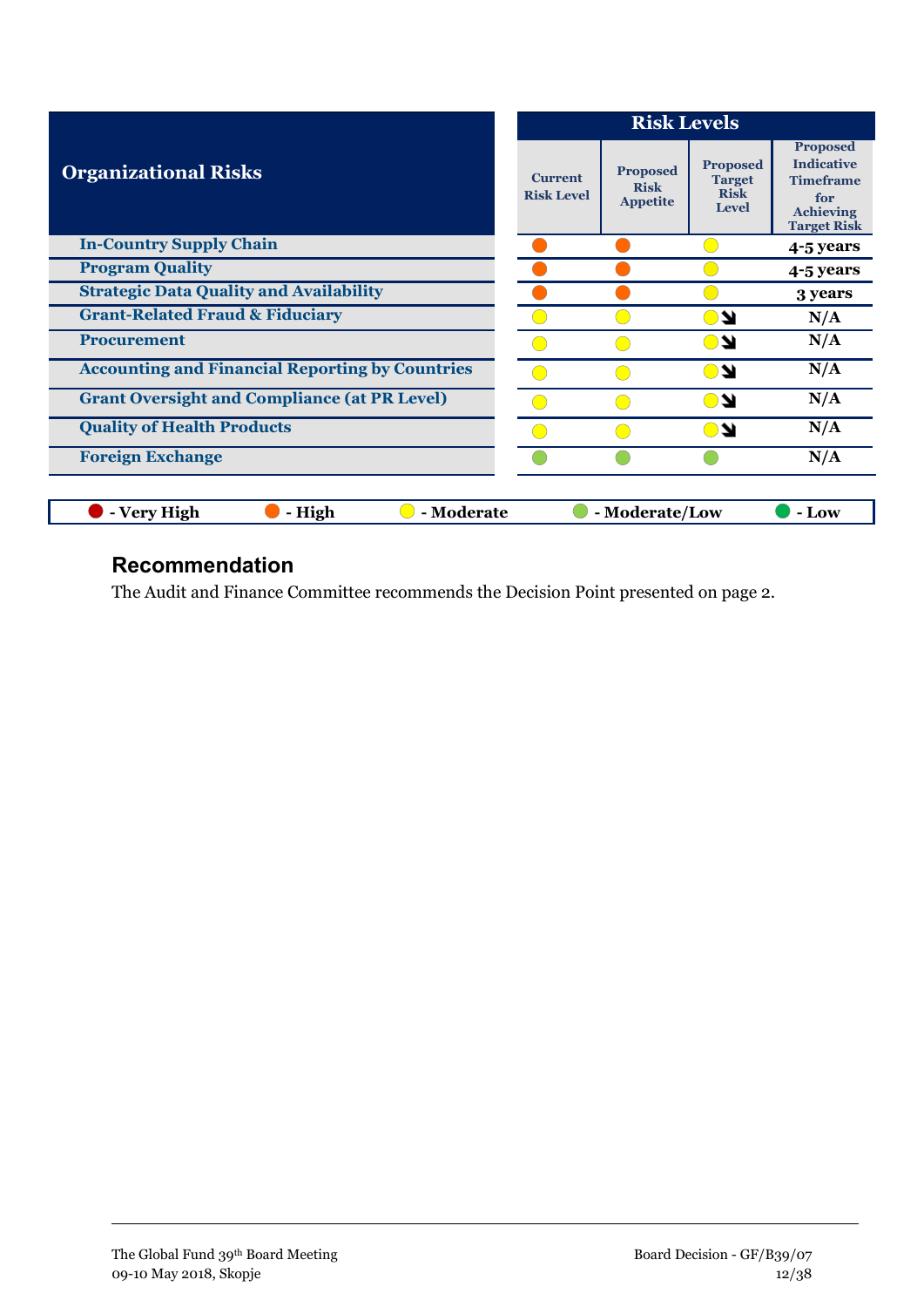| Organizational Risks | Risk Levels | | | |
|---|---|---|---|---|
| | Current Risk Level | Proposed Risk Appetite | Proposed Target Risk Level | Proposed Indicative Timeframe for Achieving Target Risk |
| In-Country Supply Chain | High | High | Moderate | 4-5 years |
| Program Quality | High | High | Moderate | 4-5 years |
| Strategic Data Quality and Availability | High | High | Moderate | 3 years |
| Grant-Related Fraud & Fiduciary | Moderate | Moderate | Moderate ↘ | N/A |
| Procurement | Moderate | Moderate | Moderate ↘ | N/A |
| Accounting and Financial Reporting by Countries | Moderate | Moderate | Moderate ↘ | N/A |
| Grant Oversight and Compliance (at PR Level) | Moderate | Moderate | Moderate ↘ | N/A |
| Quality of Health Products | Moderate | Moderate | Moderate ↘ | N/A |
| Foreign Exchange | Moderate/Low | Moderate/Low | Moderate/Low | N/A |

**Legend:** Very High – High – Moderate – Moderate/Low – Low

## Recommendation

The Audit and Finance Committee recommends the Decision Point presented on page 2.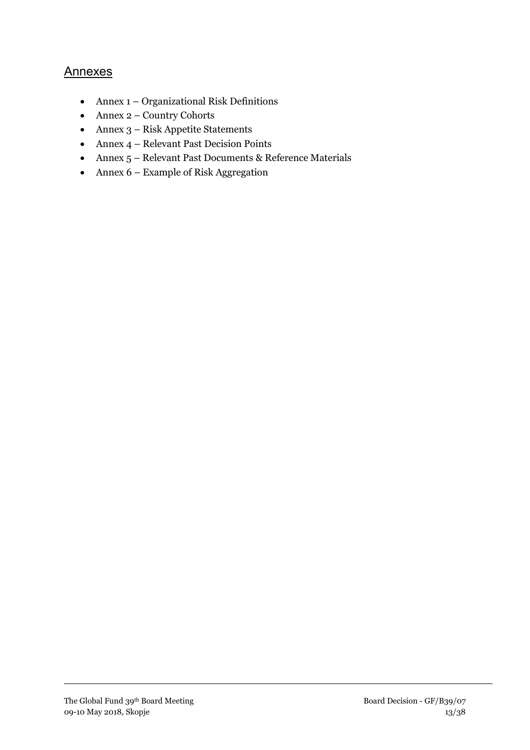## Annexes

- Annex 1 – Organizational Risk Definitions
- Annex 2 – Country Cohorts
- Annex 3 – Risk Appetite Statements
- Annex 4 – Relevant Past Decision Points
- Annex 5 – Relevant Past Documents & Reference Materials
- Annex 6 – Example of Risk Aggregation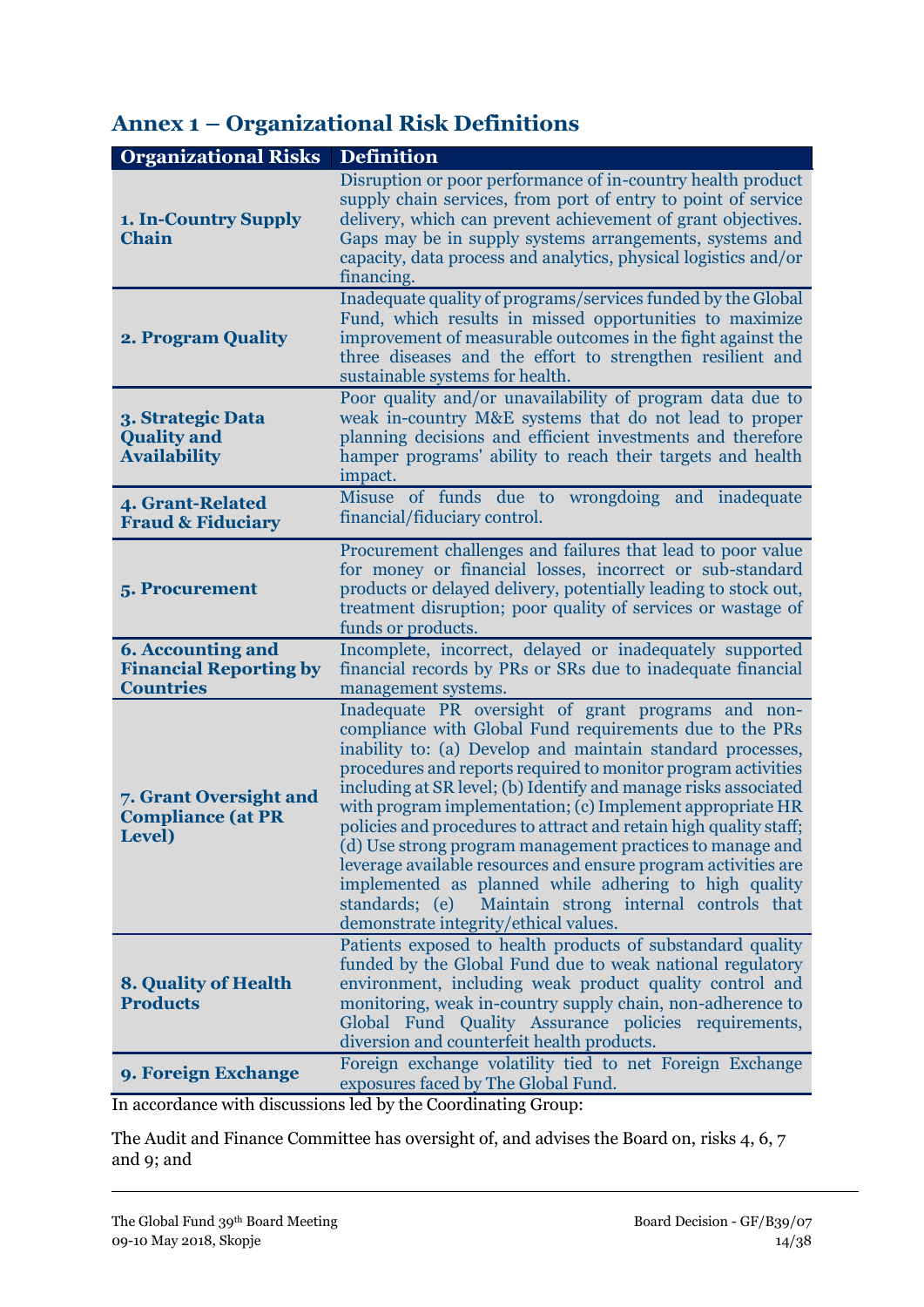## Annex 1 – Organizational Risk Definitions

| Organizational Risks | Definition |
|---|---|
| **1. In-Country Supply Chain** | Disruption or poor performance of in-country health product supply chain services, from port of entry to point of service delivery, which can prevent achievement of grant objectives. Gaps may be in supply systems arrangements, systems and capacity, data process and analytics, physical logistics and/or financing. |
| **2. Program Quality** | Inadequate quality of programs/services funded by the Global Fund, which results in missed opportunities to maximize improvement of measurable outcomes in the fight against the three diseases and the effort to strengthen resilient and sustainable systems for health. |
| **3. Strategic Data Quality and Availability** | Poor quality and/or unavailability of program data due to weak in-country M&E systems that do not lead to proper planning decisions and efficient investments and therefore hamper programs' ability to reach their targets and health impact. |
| **4. Grant-Related Fraud & Fiduciary** | Misuse of funds due to wrongdoing and inadequate financial/fiduciary control. |
| **5. Procurement** | Procurement challenges and failures that lead to poor value for money or financial losses, incorrect or sub-standard products or delayed delivery, potentially leading to stock out, treatment disruption; poor quality of services or wastage of funds or products. |
| **6. Accounting and Financial Reporting by Countries** | Incomplete, incorrect, delayed or inadequately supported financial records by PRs or SRs due to inadequate financial management systems. |
| **7. Grant Oversight and Compliance (at PR Level)** | Inadequate PR oversight of grant programs and non-compliance with Global Fund requirements due to the PRs inability to: (a) Develop and maintain standard processes, procedures and reports required to monitor program activities including at SR level; (b) Identify and manage risks associated with program implementation; (c) Implement appropriate HR policies and procedures to attract and retain high quality staff; (d) Use strong program management practices to manage and leverage available resources and ensure program activities are implemented as planned while adhering to high quality standards; (e) Maintain strong internal controls that demonstrate integrity/ethical values. |
| **8. Quality of Health Products** | Patients exposed to health products of substandard quality funded by the Global Fund due to weak national regulatory environment, including weak product quality control and monitoring, weak in-country supply chain, non-adherence to Global Fund Quality Assurance policies requirements, diversion and counterfeit health products. |
| **9. Foreign Exchange** | Foreign exchange volatility tied to net Foreign Exchange exposures faced by The Global Fund. |

In accordance with discussions led by the Coordinating Group:

The Audit and Finance Committee has oversight of, and advises the Board on, risks 4, 6, 7 and 9; and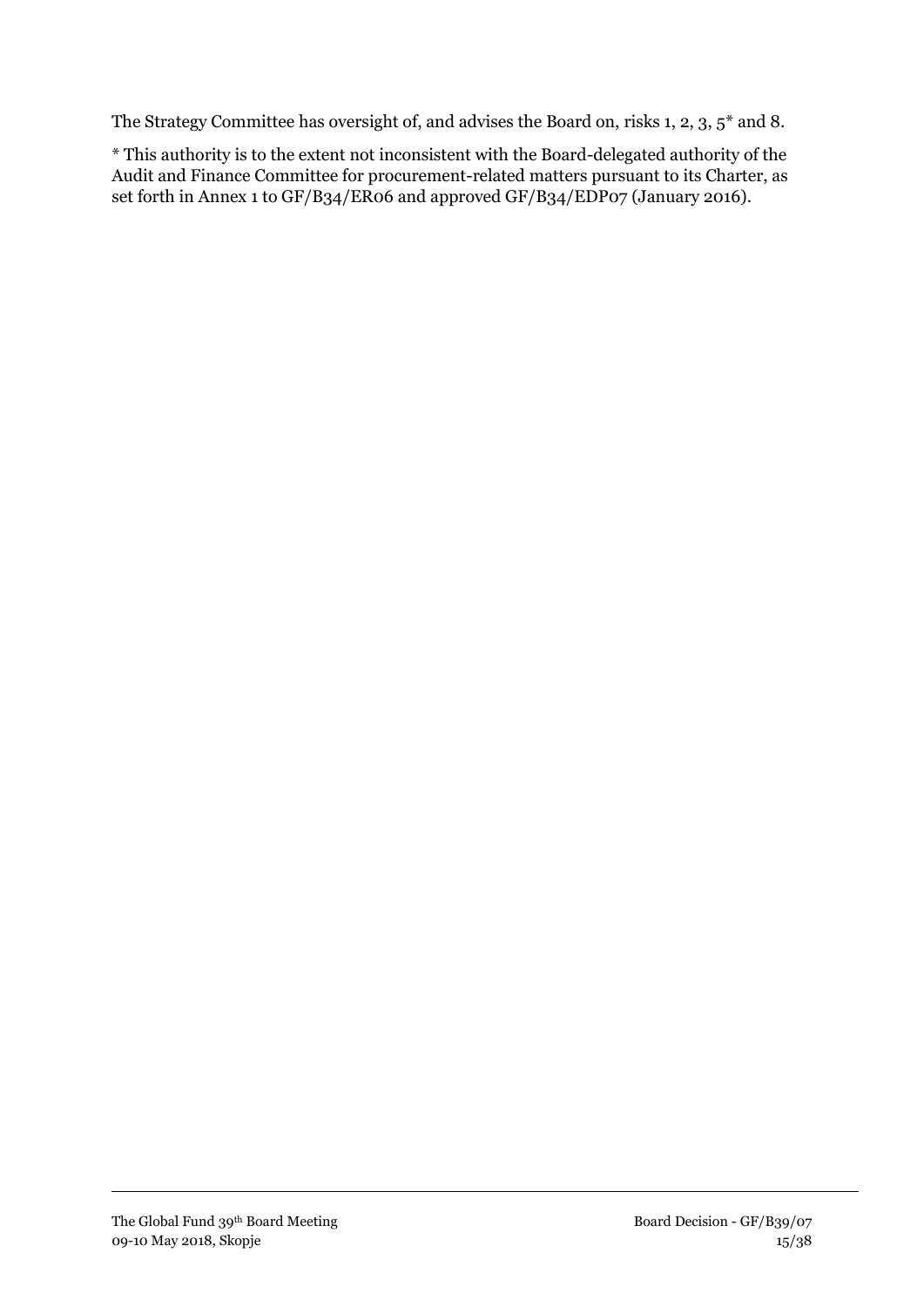The Strategy Committee has oversight of, and advises the Board on, risks 1, 2, 3, 5* and 8.

* This authority is to the extent not inconsistent with the Board-delegated authority of the Audit and Finance Committee for procurement-related matters pursuant to its Charter, as set forth in Annex 1 to GF/B34/ER06 and approved GF/B34/EDP07 (January 2016).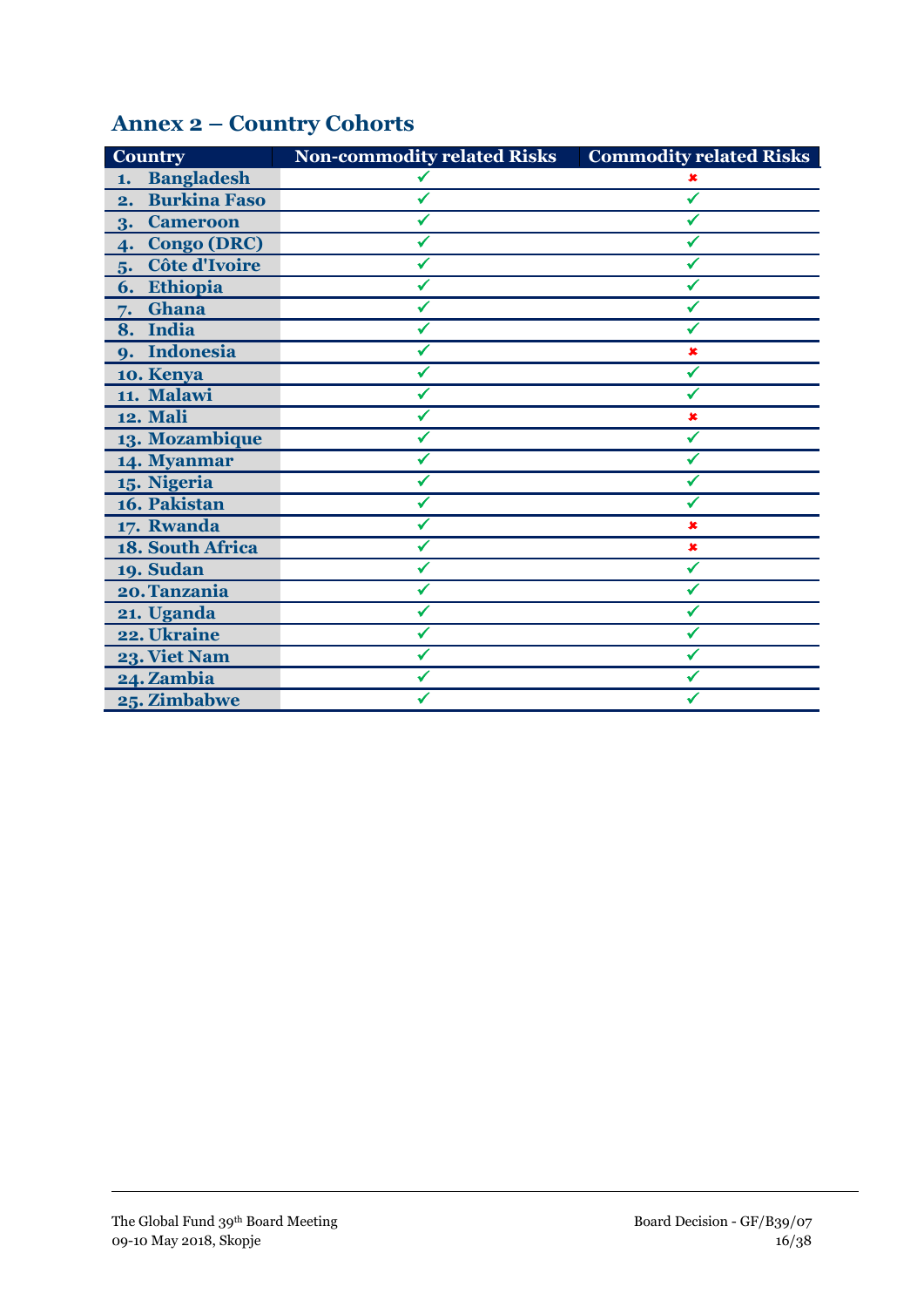## Annex 2 – Country Cohorts

| Country | Non-commodity related Risks | Commodity related Risks |
|---|---|---|
| 1. Bangladesh | ✓ | ✗ |
| 2. Burkina Faso | ✓ | ✓ |
| 3. Cameroon | ✓ | ✓ |
| 4. Congo (DRC) | ✓ | ✓ |
| 5. Côte d'Ivoire | ✓ | ✓ |
| 6. Ethiopia | ✓ | ✓ |
| 7. Ghana | ✓ | ✓ |
| 8. India | ✓ | ✓ |
| 9. Indonesia | ✓ | ✗ |
| 10. Kenya | ✓ | ✓ |
| 11. Malawi | ✓ | ✓ |
| 12. Mali | ✓ | ✗ |
| 13. Mozambique | ✓ | ✓ |
| 14. Myanmar | ✓ | ✓ |
| 15. Nigeria | ✓ | ✓ |
| 16. Pakistan | ✓ | ✓ |
| 17. Rwanda | ✓ | ✗ |
| 18. South Africa | ✓ | ✗ |
| 19. Sudan | ✓ | ✓ |
| 20. Tanzania | ✓ | ✓ |
| 21. Uganda | ✓ | ✓ |
| 22. Ukraine | ✓ | ✓ |
| 23. Viet Nam | ✓ | ✓ |
| 24. Zambia | ✓ | ✓ |
| 25. Zimbabwe | ✓ | ✓ |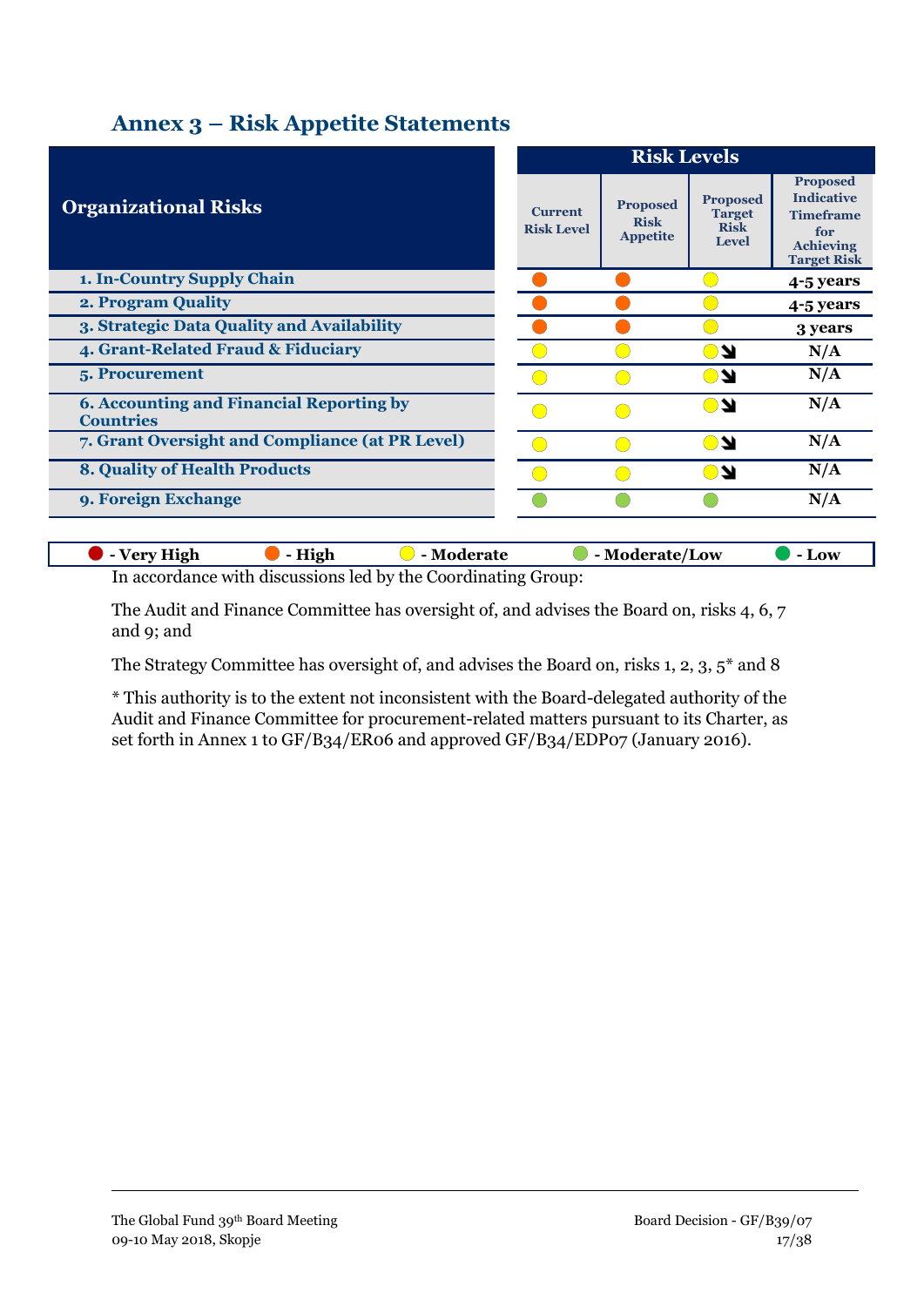## Annex 3 – Risk Appetite Statements

| Organizational Risks | Risk Levels | | | |
|---|---|---|---|---|
| | Current Risk Level | Proposed Risk Appetite | Proposed Target Risk Level | Proposed Indicative Timeframe for Achieving Target Risk |
| 1. In-Country Supply Chain | High | High | Moderate | 4-5 years |
| 2. Program Quality | High | High | Moderate | 4-5 years |
| 3. Strategic Data Quality and Availability | High | High | Moderate | 3 years |
| 4. Grant-Related Fraud & Fiduciary | Moderate | Moderate | Moderate ↘ | N/A |
| 5. Procurement | Moderate | Moderate | Moderate ↘ | N/A |
| 6. Accounting and Financial Reporting by Countries | Moderate | Moderate | Moderate ↘ | N/A |
| 7. Grant Oversight and Compliance (at PR Level) | Moderate | Moderate | Moderate ↘ | N/A |
| 8. Quality of Health Products | Moderate | Moderate | Moderate ↘ | N/A |
| 9. Foreign Exchange | Moderate/Low | Moderate/Low | Moderate/Low | N/A |

**Legend:** ● - Very High ● - High ● - Moderate ● - Moderate/Low ● - Low

In accordance with discussions led by the Coordinating Group:

The Audit and Finance Committee has oversight of, and advises the Board on, risks 4, 6, 7 and 9; and

The Strategy Committee has oversight of, and advises the Board on, risks 1, 2, 3, 5* and 8

* This authority is to the extent not inconsistent with the Board-delegated authority of the Audit and Finance Committee for procurement-related matters pursuant to its Charter, as set forth in Annex 1 to GF/B34/ER06 and approved GF/B34/EDP07 (January 2016).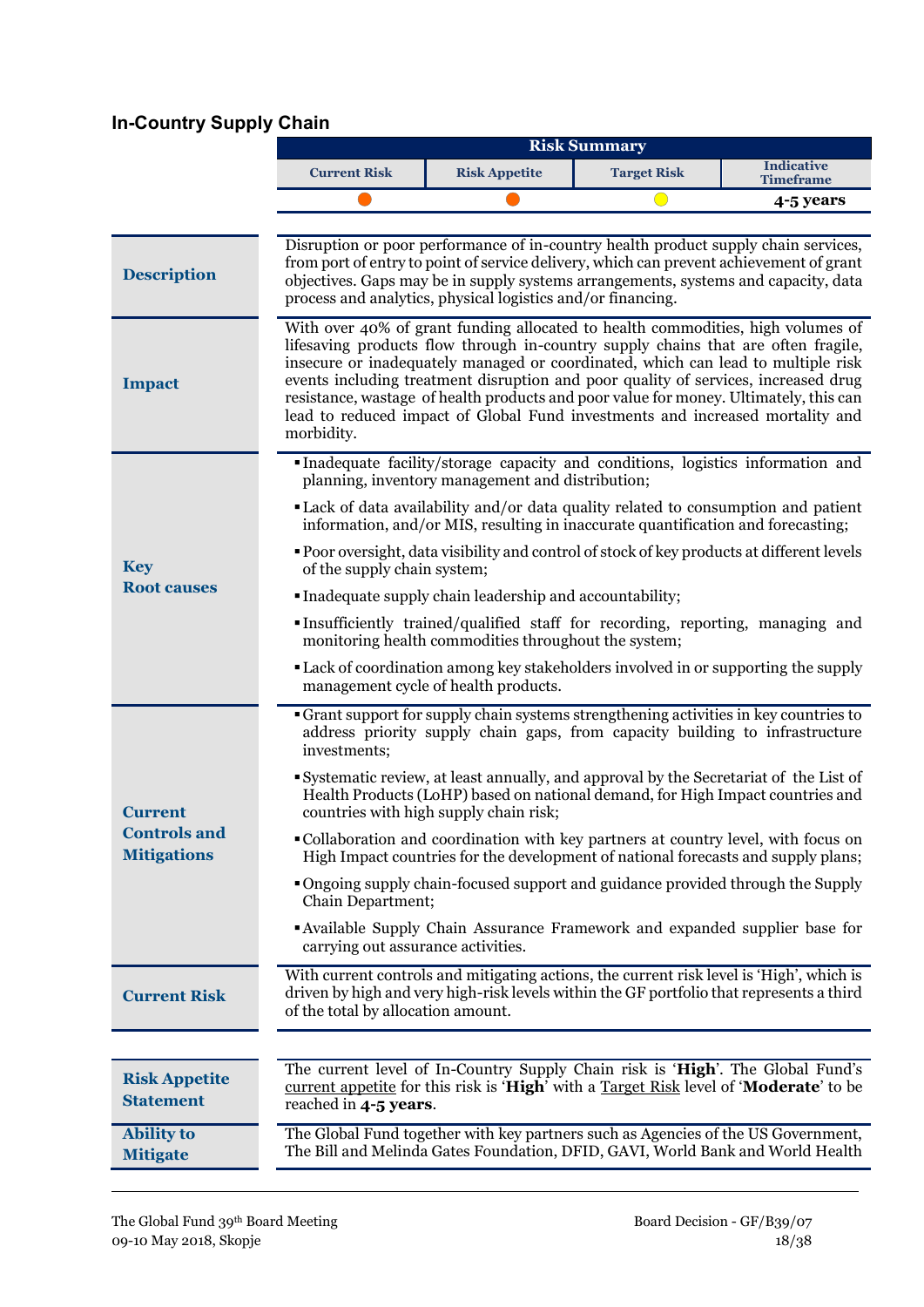## In-Country Supply Chain

| Risk Summary | | | |
|---|---|---|---|
| **Current Risk** | **Risk Appetite** | **Target Risk** | **Indicative Timeframe** |
| ● (orange) | ● (orange) | ● (yellow) | **4-5 years** |

| | |
|---|---|
| **Description** | Disruption or poor performance of in-country health product supply chain services, from port of entry to point of service delivery, which can prevent achievement of grant objectives. Gaps may be in supply systems arrangements, systems and capacity, data process and analytics, physical logistics and/or financing. |
| **Impact** | With over 40% of grant funding allocated to health commodities, high volumes of lifesaving products flow through in-country supply chains that are often fragile, insecure or inadequately managed or coordinated, which can lead to multiple risk events including treatment disruption and poor quality of services, increased drug resistance, wastage of health products and poor value for money. Ultimately, this can lead to reduced impact of Global Fund investments and increased mortality and morbidity. |
| **Key Root causes** | ▪ Inadequate facility/storage capacity and conditions, logistics information and planning, inventory management and distribution;<br>▪ Lack of data availability and/or data quality related to consumption and patient information, and/or MIS, resulting in inaccurate quantification and forecasting;<br>▪ Poor oversight, data visibility and control of stock of key products at different levels of the supply chain system;<br>▪ Inadequate supply chain leadership and accountability;<br>▪ Insufficiently trained/qualified staff for recording, reporting, managing and monitoring health commodities throughout the system;<br>▪ Lack of coordination among key stakeholders involved in or supporting the supply management cycle of health products. |
| **Current Controls and Mitigations** | ▪ Grant support for supply chain systems strengthening activities in key countries to address priority supply chain gaps, from capacity building to infrastructure investments;<br>▪ Systematic review, at least annually, and approval by the Secretariat of the List of Health Products (LoHP) based on national demand, for High Impact countries and countries with high supply chain risk;<br>▪ Collaboration and coordination with key partners at country level, with focus on High Impact countries for the development of national forecasts and supply plans;<br>▪ Ongoing supply chain-focused support and guidance provided through the Supply Chain Department;<br>▪ Available Supply Chain Assurance Framework and expanded supplier base for carrying out assurance activities. |
| **Current Risk** | With current controls and mitigating actions, the current risk level is 'High', which is driven by high and very high-risk levels within the GF portfolio that represents a third of the total by allocation amount. |

| | |
|---|---|
| **Risk Appetite Statement** | The current level of In-Country Supply Chain risk is '**High**'. The Global Fund's current appetite for this risk is '**High**' with a Target Risk level of '**Moderate**' to be reached in **4-5 years**. |
| **Ability to Mitigate** | The Global Fund together with key partners such as Agencies of the US Government, The Bill and Melinda Gates Foundation, DFID, GAVI, World Bank and World Health |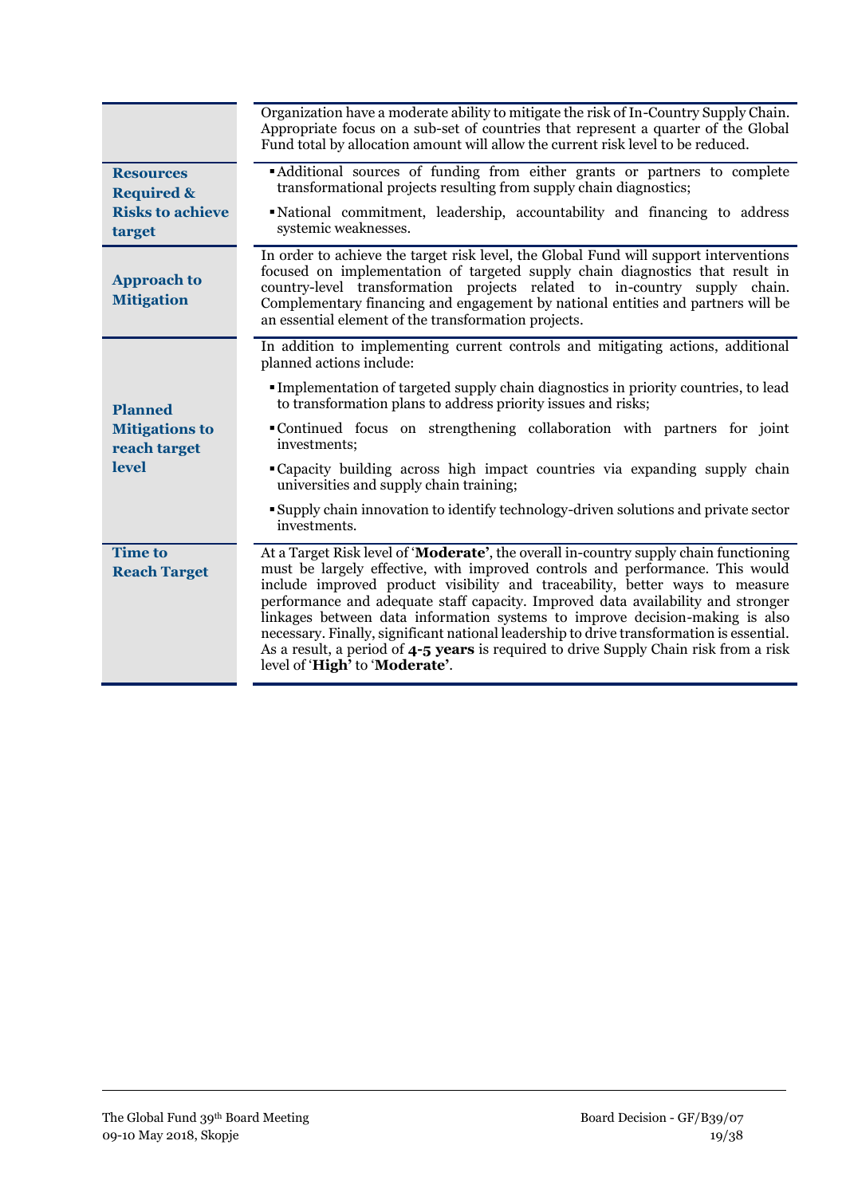| | |
|---|---|
| | Organization have a moderate ability to mitigate the risk of In-Country Supply Chain. Appropriate focus on a sub-set of countries that represent a quarter of the Global Fund total by allocation amount will allow the current risk level to be reduced. |
| **Resources Required & Risks to achieve target** | ▪ Additional sources of funding from either grants or partners to complete transformational projects resulting from supply chain diagnostics;<br>▪ National commitment, leadership, accountability and financing to address systemic weaknesses. |
| **Approach to Mitigation** | In order to achieve the target risk level, the Global Fund will support interventions focused on implementation of targeted supply chain diagnostics that result in country-level transformation projects related to in-country supply chain. Complementary financing and engagement by national entities and partners will be an essential element of the transformation projects. |
| **Planned Mitigations to reach target level** | In addition to implementing current controls and mitigating actions, additional planned actions include:<br>▪ Implementation of targeted supply chain diagnostics in priority countries, to lead to transformation plans to address priority issues and risks;<br>▪ Continued focus on strengthening collaboration with partners for joint investments;<br>▪ Capacity building across high impact countries via expanding supply chain universities and supply chain training;<br>▪ Supply chain innovation to identify technology-driven solutions and private sector investments. |
| **Time to Reach Target** | At a Target Risk level of '**Moderate**', the overall in-country supply chain functioning must be largely effective, with improved controls and performance. This would include improved product visibility and traceability, better ways to measure performance and adequate staff capacity. Improved data availability and stronger linkages between data information systems to improve decision-making is also necessary. Finally, significant national leadership to drive transformation is essential. As a result, a period of **4-5 years** is required to drive Supply Chain risk from a risk level of '**High**' to '**Moderate**'. |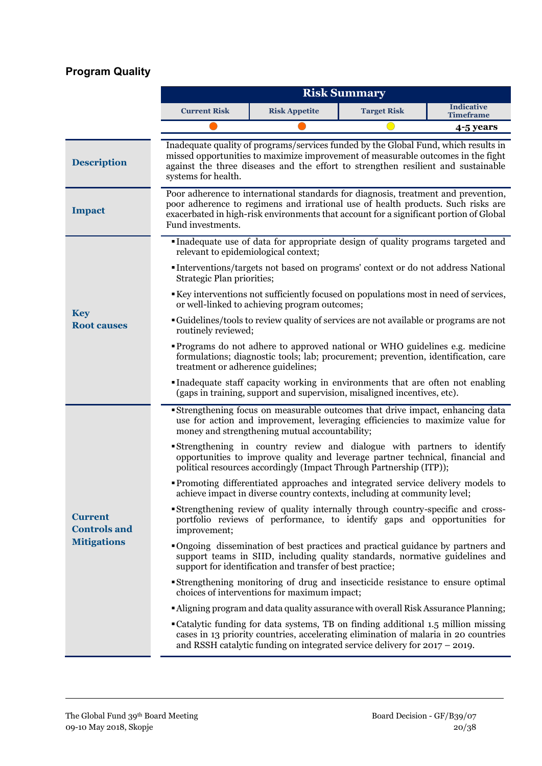## Program Quality

| Risk Summary | | | |
|---|---|---|---|
| Current Risk | Risk Appetite | Target Risk | Indicative Timeframe |
| ● (orange) | ● (orange) | ● (yellow) | 4-5 years |

**Description**

Inadequate quality of programs/services funded by the Global Fund, which results in missed opportunities to maximize improvement of measurable outcomes in the fight against the three diseases and the effort to strengthen resilient and sustainable systems for health.

**Impact**

Poor adherence to international standards for diagnosis, treatment and prevention, poor adherence to regimens and irrational use of health products. Such risks are exacerbated in high-risk environments that account for a significant portion of Global Fund investments.

**Key Root causes**

- Inadequate use of data for appropriate design of quality programs targeted and relevant to epidemiological context;
- Interventions/targets not based on programs' context or do not address National Strategic Plan priorities;
- Key interventions not sufficiently focused on populations most in need of services, or well-linked to achieving program outcomes;
- Guidelines/tools to review quality of services are not available or programs are not routinely reviewed;
- Programs do not adhere to approved national or WHO guidelines e.g. medicine formulations; diagnostic tools; lab; procurement; prevention, identification, care treatment or adherence guidelines;
- Inadequate staff capacity working in environments that are often not enabling (gaps in training, support and supervision, misaligned incentives, etc).

**Current Controls and Mitigations**

- Strengthening focus on measurable outcomes that drive impact, enhancing data use for action and improvement, leveraging efficiencies to maximize value for money and strengthening mutual accountability;
- Strengthening in country review and dialogue with partners to identify opportunities to improve quality and leverage partner technical, financial and political resources accordingly (Impact Through Partnership (ITP));
- Promoting differentiated approaches and integrated service delivery models to achieve impact in diverse country contexts, including at community level;
- Strengthening review of quality internally through country-specific and cross-portfolio reviews of performance, to identify gaps and opportunities for improvement;
- Ongoing dissemination of best practices and practical guidance by partners and support teams in SIID, including quality standards, normative guidelines and support for identification and transfer of best practice;
- Strengthening monitoring of drug and insecticide resistance to ensure optimal choices of interventions for maximum impact;
- Aligning program and data quality assurance with overall Risk Assurance Planning;
- Catalytic funding for data systems, TB on finding additional 1.5 million missing cases in 13 priority countries, accelerating elimination of malaria in 20 countries and RSSH catalytic funding on integrated service delivery for 2017 – 2019.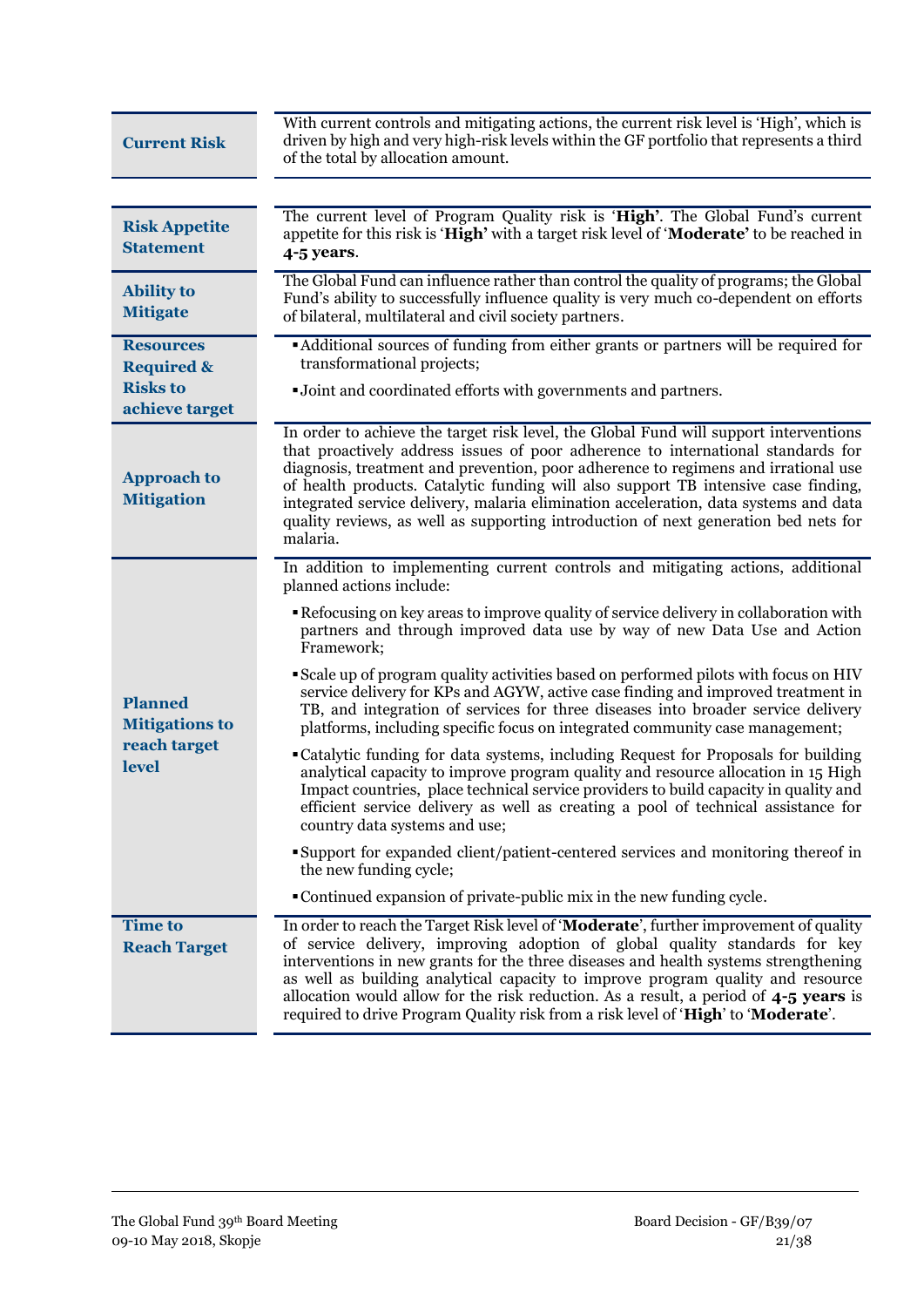| | |
|---|---|
| **Current Risk** | With current controls and mitigating actions, the current risk level is 'High', which is driven by high and very high-risk levels within the GF portfolio that represents a third of the total by allocation amount. |

| | |
|---|---|
| **Risk Appetite Statement** | The current level of Program Quality risk is '**High**'. The Global Fund's current appetite for this risk is '**High'** with a target risk level of '**Moderate'** to be reached in **4-5 years**. |
| **Ability to Mitigate** | The Global Fund can influence rather than control the quality of programs; the Global Fund's ability to successfully influence quality is very much co-dependent on efforts of bilateral, multilateral and civil society partners. |
| **Resources Required & Risks to achieve target** | ▪ Additional sources of funding from either grants or partners will be required for transformational projects;<br>▪ Joint and coordinated efforts with governments and partners. |
| **Approach to Mitigation** | In order to achieve the target risk level, the Global Fund will support interventions that proactively address issues of poor adherence to international standards for diagnosis, treatment and prevention, poor adherence to regimens and irrational use of health products. Catalytic funding will also support TB intensive case finding, integrated service delivery, malaria elimination acceleration, data systems and data quality reviews, as well as supporting introduction of next generation bed nets for malaria. |
| **Planned Mitigations to reach target level** | In addition to implementing current controls and mitigating actions, additional planned actions include:<br>▪ Refocusing on key areas to improve quality of service delivery in collaboration with partners and through improved data use by way of new Data Use and Action Framework;<br>▪ Scale up of program quality activities based on performed pilots with focus on HIV service delivery for KPs and AGYW, active case finding and improved treatment in TB, and integration of services for three diseases into broader service delivery platforms, including specific focus on integrated community case management;<br>▪ Catalytic funding for data systems, including Request for Proposals for building analytical capacity to improve program quality and resource allocation in 15 High Impact countries, place technical service providers to build capacity in quality and efficient service delivery as well as creating a pool of technical assistance for country data systems and use;<br>▪ Support for expanded client/patient-centered services and monitoring thereof in the new funding cycle;<br>▪ Continued expansion of private-public mix in the new funding cycle. |
| **Time to Reach Target** | In order to reach the Target Risk level of '**Moderate**', further improvement of quality of service delivery, improving adoption of global quality standards for key interventions in new grants for the three diseases and health systems strengthening as well as building analytical capacity to improve program quality and resource allocation would allow for the risk reduction. As a result, a period of **4-5 years** is required to drive Program Quality risk from a risk level of '**High**' to '**Moderate**'. |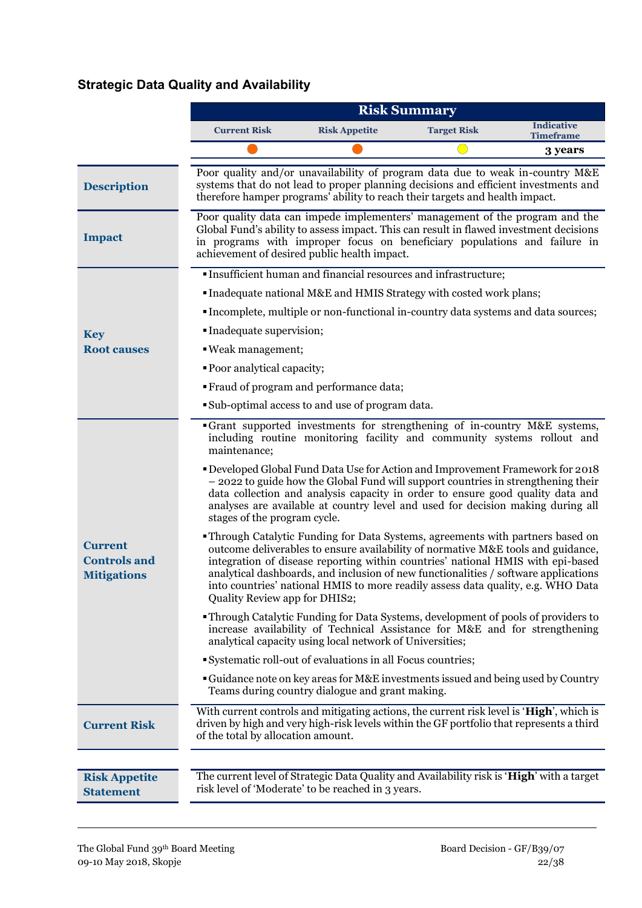## Strategic Data Quality and Availability

| Risk Summary | | | |
|---|---|---|---|
| Current Risk | Risk Appetite | Target Risk | Indicative Timeframe |
| ● (orange) | ● (orange) | ● (yellow) | **3 years** |

| | |
|---|---|
| **Description** | Poor quality and/or unavailability of program data due to weak in-country M&E systems that do not lead to proper planning decisions and efficient investments and therefore hamper programs' ability to reach their targets and health impact. |
| **Impact** | Poor quality data can impede implementers' management of the program and the Global Fund's ability to assess impact. This can result in flawed investment decisions in programs with improper focus on beneficiary populations and failure in achievement of desired public health impact. |
| **Key Root causes** | ▪ Insufficient human and financial resources and infrastructure;<br>▪ Inadequate national M&E and HMIS Strategy with costed work plans;<br>▪ Incomplete, multiple or non-functional in-country data systems and data sources;<br>▪ Inadequate supervision;<br>▪ Weak management;<br>▪ Poor analytical capacity;<br>▪ Fraud of program and performance data;<br>▪ Sub-optimal access to and use of program data. |
| **Current Controls and Mitigations** | ▪ Grant supported investments for strengthening of in-country M&E systems, including routine monitoring facility and community systems rollout and maintenance;<br>▪ Developed Global Fund Data Use for Action and Improvement Framework for 2018 – 2022 to guide how the Global Fund will support countries in strengthening their data collection and analysis capacity in order to ensure good quality data and analyses are available at country level and used for decision making during all stages of the program cycle.<br>▪ Through Catalytic Funding for Data Systems, agreements with partners based on outcome deliverables to ensure availability of normative M&E tools and guidance, integration of disease reporting within countries' national HMIS with epi-based analytical dashboards, and inclusion of new functionalities / software applications into countries' national HMIS to more readily assess data quality, e.g. WHO Data Quality Review app for DHIS2;<br>▪ Through Catalytic Funding for Data Systems, development of pools of providers to increase availability of Technical Assistance for M&E and for strengthening analytical capacity using local network of Universities;<br>▪ Systematic roll-out of evaluations in all Focus countries;<br>▪ Guidance note on key areas for M&E investments issued and being used by Country Teams during country dialogue and grant making. |
| **Current Risk** | With current controls and mitigating actions, the current risk level is '**High**', which is driven by high and very high-risk levels within the GF portfolio that represents a third of the total by allocation amount. |

| | |
|---|---|
| **Risk Appetite Statement** | The current level of Strategic Data Quality and Availability risk is '**High**' with a target risk level of 'Moderate' to be reached in 3 years. |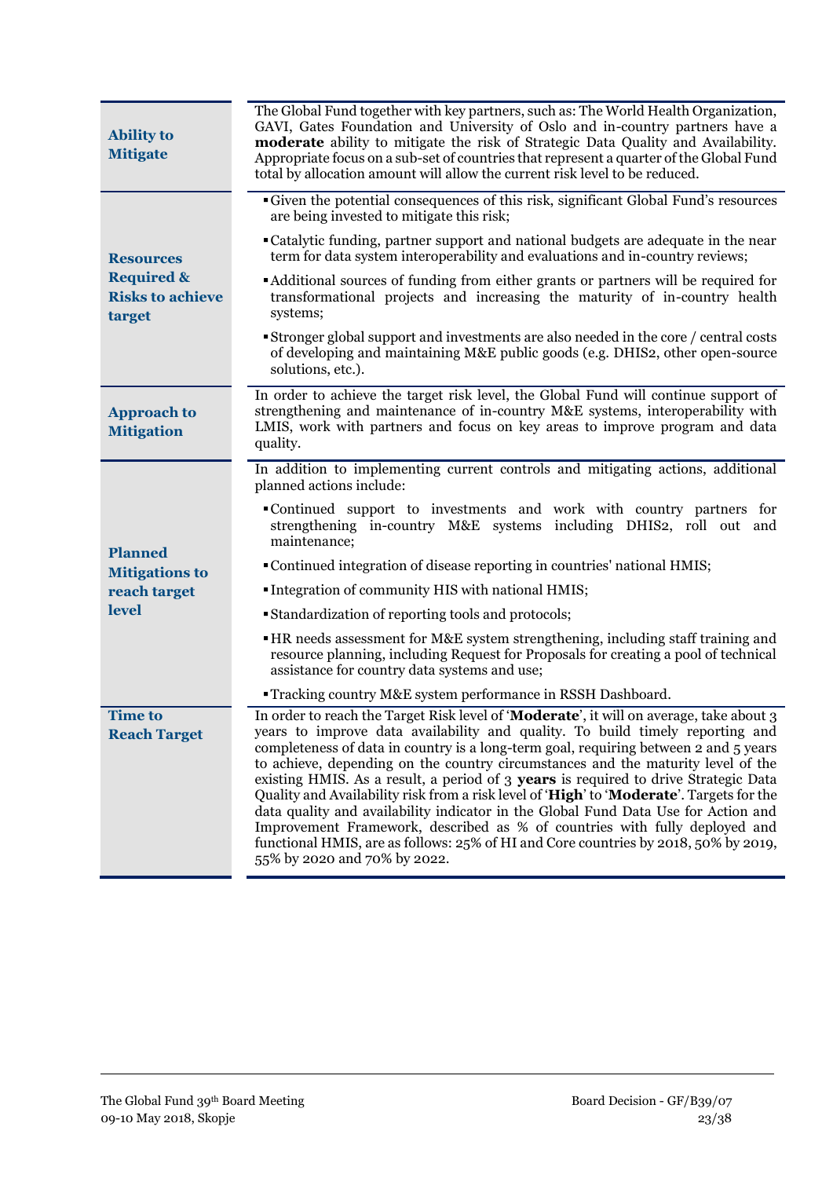| | |
|---|---|
| **Ability to Mitigate** | The Global Fund together with key partners, such as: The World Health Organization, GAVI, Gates Foundation and University of Oslo and in-country partners have a **moderate** ability to mitigate the risk of Strategic Data Quality and Availability. Appropriate focus on a sub-set of countries that represent a quarter of the Global Fund total by allocation amount will allow the current risk level to be reduced. |
| **Resources Required & Risks to achieve target** | ▪ Given the potential consequences of this risk, significant Global Fund's resources are being invested to mitigate this risk;<br>▪ Catalytic funding, partner support and national budgets are adequate in the near term for data system interoperability and evaluations and in-country reviews;<br>▪ Additional sources of funding from either grants or partners will be required for transformational projects and increasing the maturity of in-country health systems;<br>▪ Stronger global support and investments are also needed in the core / central costs of developing and maintaining M&E public goods (e.g. DHIS2, other open-source solutions, etc.). |
| **Approach to Mitigation** | In order to achieve the target risk level, the Global Fund will continue support of strengthening and maintenance of in-country M&E systems, interoperability with LMIS, work with partners and focus on key areas to improve program and data quality. |
| **Planned Mitigations to reach target level** | In addition to implementing current controls and mitigating actions, additional planned actions include:<br>▪ Continued support to investments and work with country partners for strengthening in-country M&E systems including DHIS2, roll out and maintenance;<br>▪ Continued integration of disease reporting in countries' national HMIS;<br>▪ Integration of community HIS with national HMIS;<br>▪ Standardization of reporting tools and protocols;<br>▪ HR needs assessment for M&E system strengthening, including staff training and resource planning, including Request for Proposals for creating a pool of technical assistance for country data systems and use;<br>▪ Tracking country M&E system performance in RSSH Dashboard. |
| **Time to Reach Target** | In order to reach the Target Risk level of '**Moderate**', it will on average, take about 3 years to improve data availability and quality. To build timely reporting and completeness of data in country is a long-term goal, requiring between 2 and 5 years to achieve, depending on the country circumstances and the maturity level of the existing HMIS. As a result, a period of 3 **years** is required to drive Strategic Data Quality and Availability risk from a risk level of '**High**' to '**Moderate**'. Targets for the data quality and availability indicator in the Global Fund Data Use for Action and Improvement Framework, described as % of countries with fully deployed and functional HMIS, are as follows: 25% of HI and Core countries by 2018, 50% by 2019, 55% by 2020 and 70% by 2022. |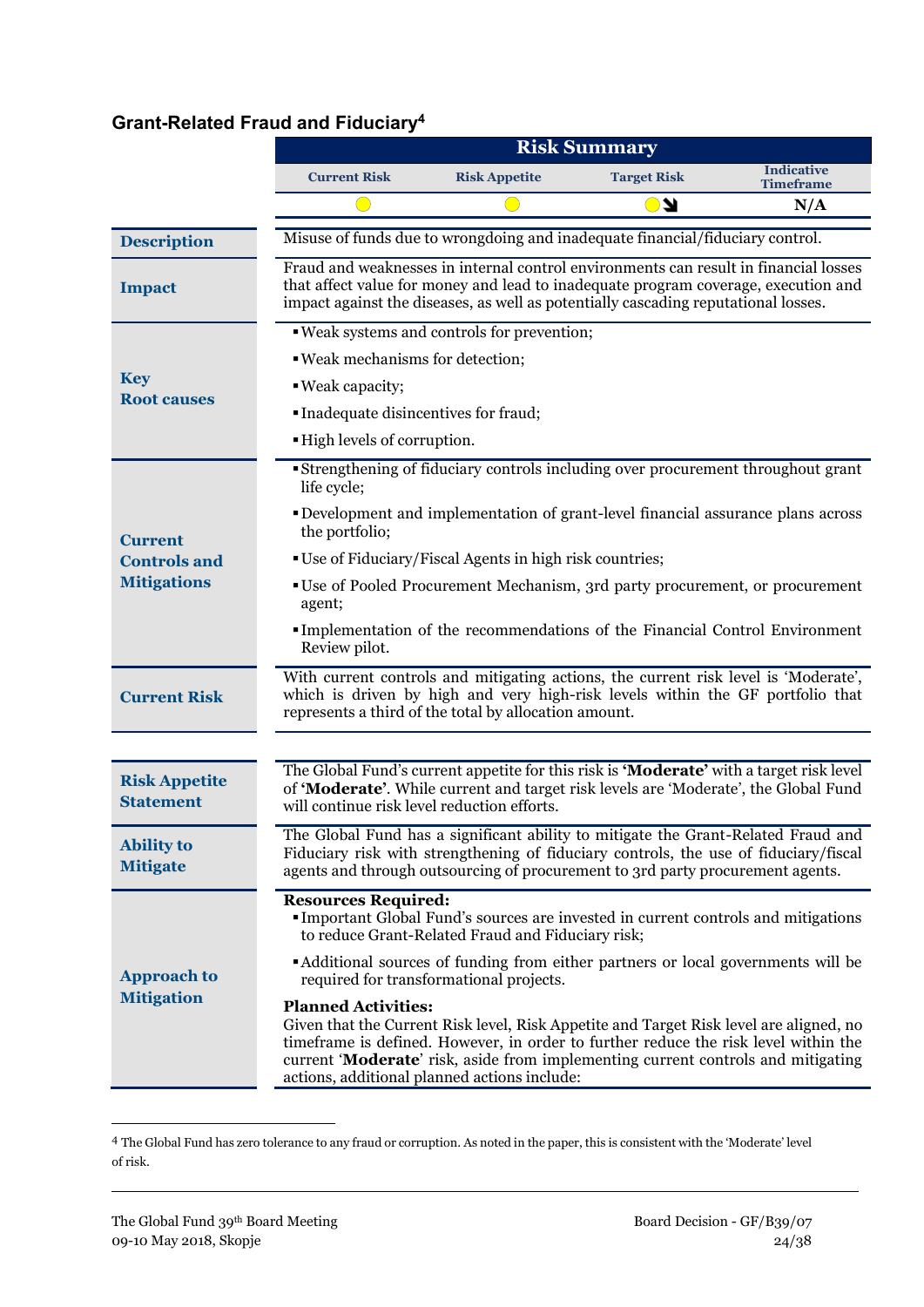### Grant-Related Fraud and Fiduciary[4]

| Risk Summary | | | |
|---|---|---|---|
| **Current Risk** | **Risk Appetite** | **Target Risk** | **Indicative Timeframe** |
| ● (yellow) | ● (yellow) | ● (yellow) ↘ | **N/A** |

| | |
|---|---|
| **Description** | Misuse of funds due to wrongdoing and inadequate financial/fiduciary control. |
| **Impact** | Fraud and weaknesses in internal control environments can result in financial losses that affect value for money and lead to inadequate program coverage, execution and impact against the diseases, as well as potentially cascading reputational losses. |
| **Key Root causes** | ▪ Weak systems and controls for prevention;<br>▪ Weak mechanisms for detection;<br>▪ Weak capacity;<br>▪ Inadequate disincentives for fraud;<br>▪ High levels of corruption. |
| **Current Controls and Mitigations** | ▪ Strengthening of fiduciary controls including over procurement throughout grant life cycle;<br>▪ Development and implementation of grant-level financial assurance plans across the portfolio;<br>▪ Use of Fiduciary/Fiscal Agents in high risk countries;<br>▪ Use of Pooled Procurement Mechanism, 3rd party procurement, or procurement agent;<br>▪ Implementation of the recommendations of the Financial Control Environment Review pilot. |
| **Current Risk** | With current controls and mitigating actions, the current risk level is 'Moderate', which is driven by high and very high-risk levels within the GF portfolio that represents a third of the total by allocation amount. |

| | |
|---|---|
| **Risk Appetite Statement** | The Global Fund's current appetite for this risk is **'Moderate'** with a target risk level of **'Moderate'**. While current and target risk levels are 'Moderate', the Global Fund will continue risk level reduction efforts. |
| **Ability to Mitigate** | The Global Fund has a significant ability to mitigate the Grant-Related Fraud and Fiduciary risk with strengthening of fiduciary controls, the use of fiduciary/fiscal agents and through outsourcing of procurement to 3rd party procurement agents. |
| **Approach to Mitigation** | **Resources Required:**<br>▪ Important Global Fund's sources are invested in current controls and mitigations to reduce Grant-Related Fraud and Fiduciary risk;<br>▪ Additional sources of funding from either partners or local governments will be required for transformational projects.<br><br>**Planned Activities:**<br>Given that the Current Risk level, Risk Appetite and Target Risk level are aligned, no timeframe is defined. However, in order to further reduce the risk level within the current '**Moderate**' risk, aside from implementing current controls and mitigating actions, additional planned actions include: |

[4] The Global Fund has zero tolerance to any fraud or corruption. As noted in the paper, this is consistent with the 'Moderate' level of risk.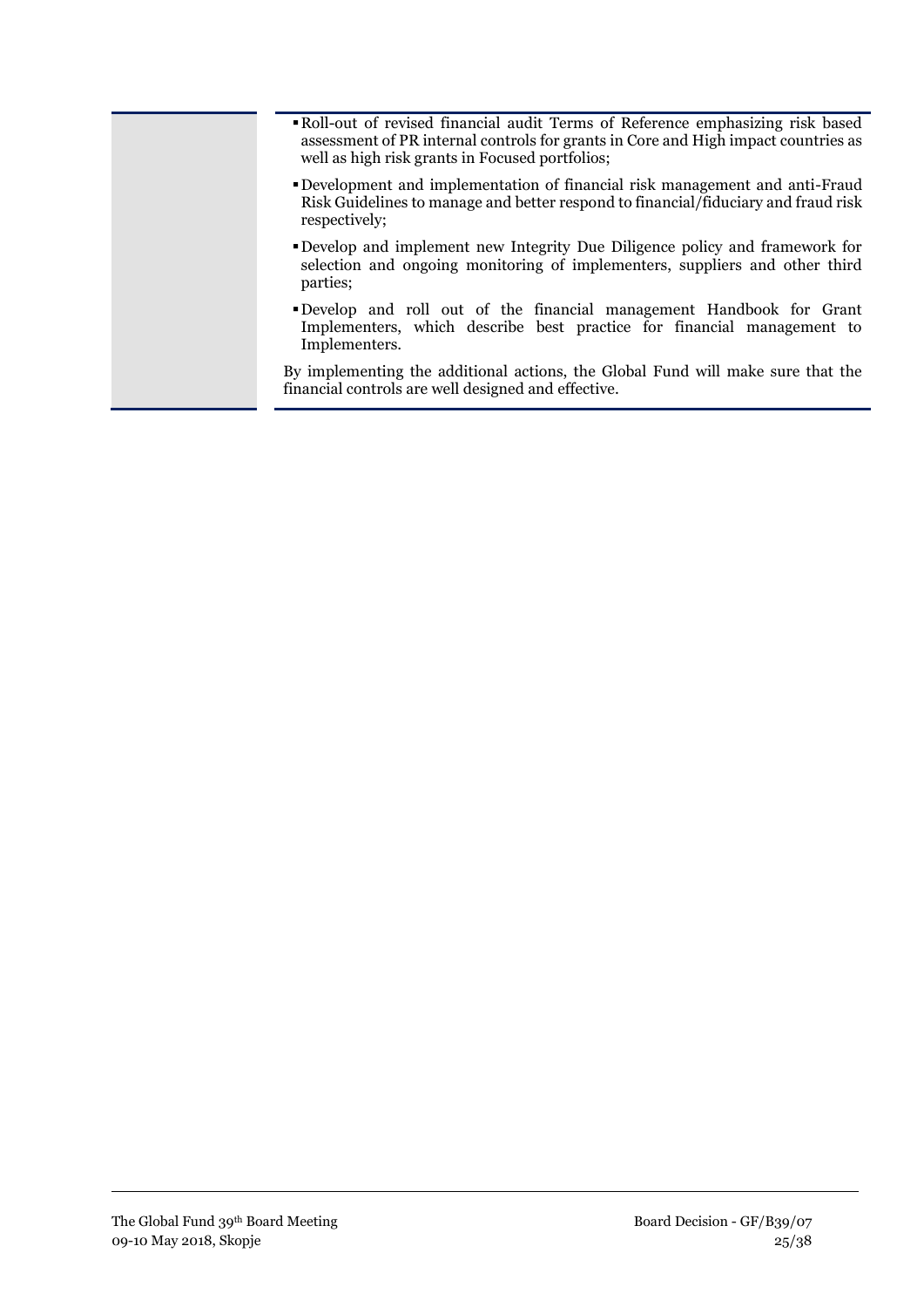| | |
|---|---|
| | - Roll-out of revised financial audit Terms of Reference emphasizing risk based assessment of PR internal controls for grants in Core and High impact countries as well as high risk grants in Focused portfolios;<br>- Development and implementation of financial risk management and anti-Fraud Risk Guidelines to manage and better respond to financial/fiduciary and fraud risk respectively;<br>- Develop and implement new Integrity Due Diligence policy and framework for selection and ongoing monitoring of implementers, suppliers and other third parties;<br>- Develop and roll out of the financial management Handbook for Grant Implementers, which describe best practice for financial management to Implementers.<br><br>By implementing the additional actions, the Global Fund will make sure that the financial controls are well designed and effective. |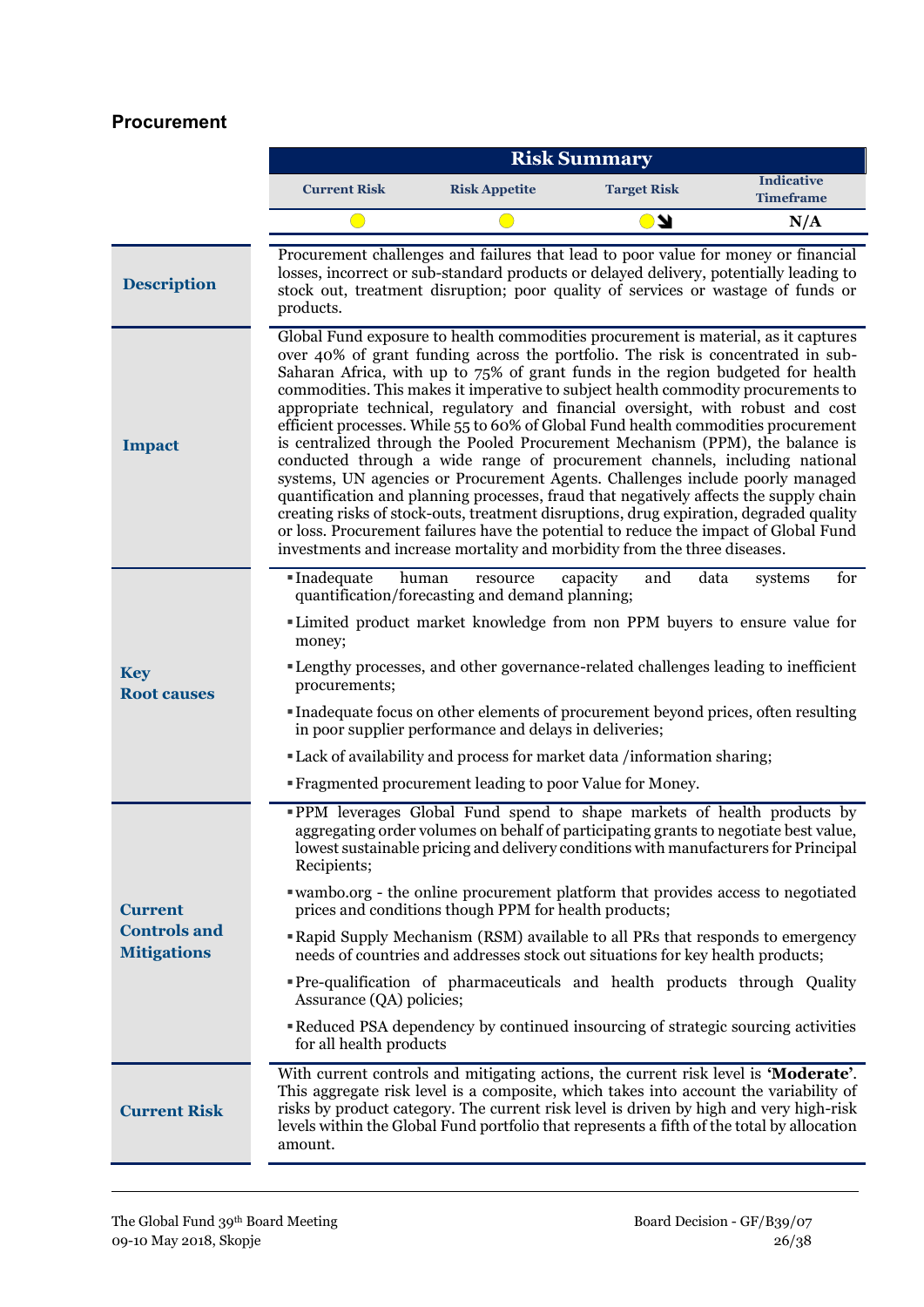## Procurement

| Risk Summary | | | |
|---|---|---|---|
| **Current Risk** | **Risk Appetite** | **Target Risk** | **Indicative Timeframe** |
| ● | ● | ● ↘ | **N/A** |

| | |
|---|---|
| **Description** | Procurement challenges and failures that lead to poor value for money or financial losses, incorrect or sub-standard products or delayed delivery, potentially leading to stock out, treatment disruption; poor quality of services or wastage of funds or products. |
| **Impact** | Global Fund exposure to health commodities procurement is material, as it captures over 40% of grant funding across the portfolio. The risk is concentrated in sub-Saharan Africa, with up to 75% of grant funds in the region budgeted for health commodities. This makes it imperative to subject health commodity procurements to appropriate technical, regulatory and financial oversight, with robust and cost efficient processes. While 55 to 60% of Global Fund health commodities procurement is centralized through the Pooled Procurement Mechanism (PPM), the balance is conducted through a wide range of procurement channels, including national systems, UN agencies or Procurement Agents. Challenges include poorly managed quantification and planning processes, fraud that negatively affects the supply chain creating risks of stock-outs, treatment disruptions, drug expiration, degraded quality or loss. Procurement failures have the potential to reduce the impact of Global Fund investments and increase mortality and morbidity from the three diseases. |
| **Key Root causes** | ▪ Inadequate human resource capacity and data systems for quantification/forecasting and demand planning;<br>▪ Limited product market knowledge from non PPM buyers to ensure value for money;<br>▪ Lengthy processes, and other governance-related challenges leading to inefficient procurements;<br>▪ Inadequate focus on other elements of procurement beyond prices, often resulting in poor supplier performance and delays in deliveries;<br>▪ Lack of availability and process for market data /information sharing;<br>▪ Fragmented procurement leading to poor Value for Money. |
| **Current Controls and Mitigations** | ▪ PPM leverages Global Fund spend to shape markets of health products by aggregating order volumes on behalf of participating grants to negotiate best value, lowest sustainable pricing and delivery conditions with manufacturers for Principal Recipients;<br>▪ wambo.org - the online procurement platform that provides access to negotiated prices and conditions though PPM for health products;<br>▪ Rapid Supply Mechanism (RSM) available to all PRs that responds to emergency needs of countries and addresses stock out situations for key health products;<br>▪ Pre-qualification of pharmaceuticals and health products through Quality Assurance (QA) policies;<br>▪ Reduced PSA dependency by continued insourcing of strategic sourcing activities for all health products |
| **Current Risk** | With current controls and mitigating actions, the current risk level is **'Moderate'**. This aggregate risk level is a composite, which takes into account the variability of risks by product category. The current risk level is driven by high and very high-risk levels within the Global Fund portfolio that represents a fifth of the total by allocation amount. |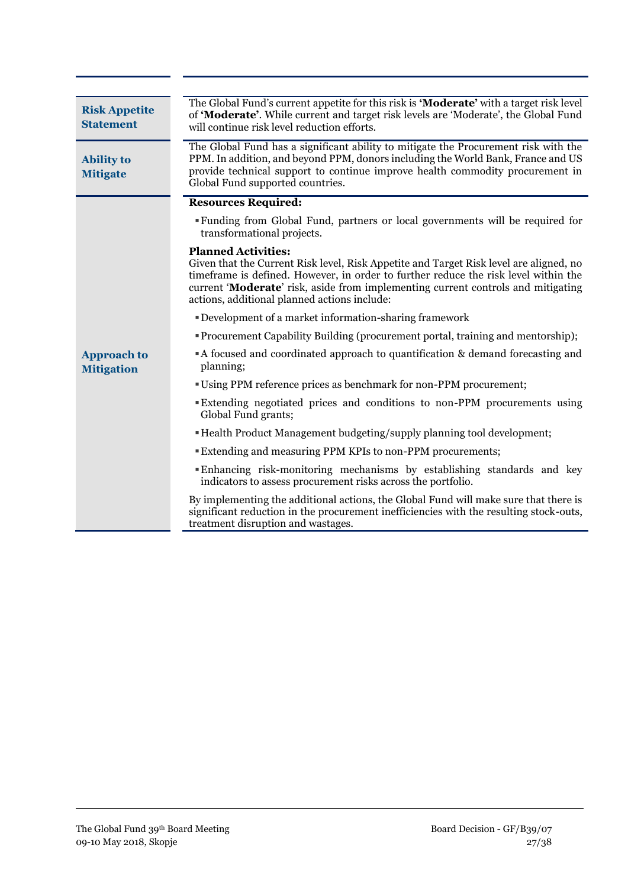| | |
|---|---|
| **Risk Appetite Statement** | The Global Fund's current appetite for this risk is **'Moderate'** with a target risk level of **'Moderate'**. While current and target risk levels are 'Moderate', the Global Fund will continue risk level reduction efforts. |
| **Ability to Mitigate** | The Global Fund has a significant ability to mitigate the Procurement risk with the PPM. In addition, and beyond PPM, donors including the World Bank, France and US provide technical support to continue improve health commodity procurement in Global Fund supported countries. |
| **Approach to Mitigation** | **Resources Required:**<br><br>▪ Funding from Global Fund, partners or local governments will be required for transformational projects.<br><br>**Planned Activities:**<br>Given that the Current Risk level, Risk Appetite and Target Risk level are aligned, no timeframe is defined. However, in order to further reduce the risk level within the current '**Moderate**' risk, aside from implementing current controls and mitigating actions, additional planned actions include:<br><br>▪ Development of a market information-sharing framework<br>▪ Procurement Capability Building (procurement portal, training and mentorship);<br>▪ A focused and coordinated approach to quantification & demand forecasting and planning;<br>▪ Using PPM reference prices as benchmark for non-PPM procurement;<br>▪ Extending negotiated prices and conditions to non-PPM procurements using Global Fund grants;<br>▪ Health Product Management budgeting/supply planning tool development;<br>▪ Extending and measuring PPM KPIs to non-PPM procurements;<br>▪ Enhancing risk-monitoring mechanisms by establishing standards and key indicators to assess procurement risks across the portfolio.<br><br>By implementing the additional actions, the Global Fund will make sure that there is significant reduction in the procurement inefficiencies with the resulting stock-outs, treatment disruption and wastages. |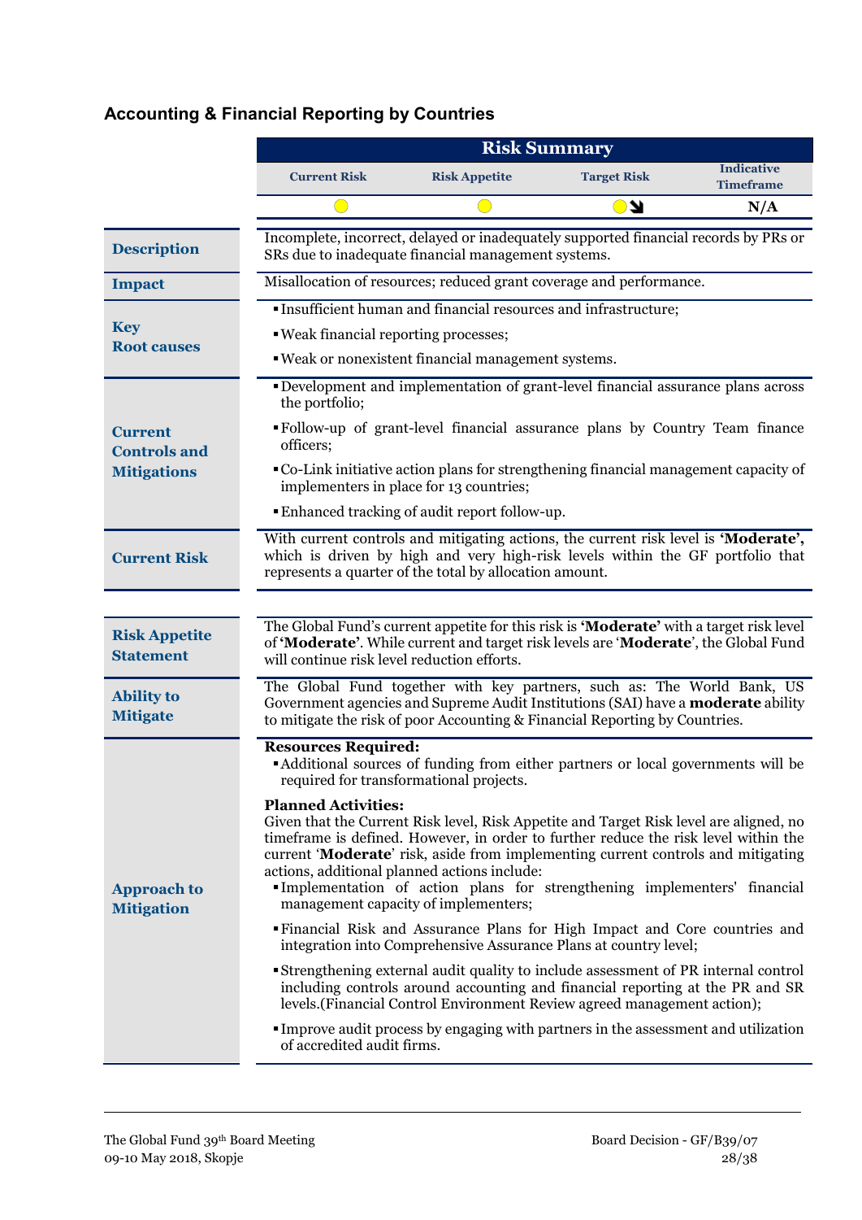## Accounting & Financial Reporting by Countries

| Risk Summary | | | |
|---|---|---|---|
| Current Risk | Risk Appetite | Target Risk | Indicative Timeframe |
| ● | ● | ● ↘ | N/A |

| | |
|---|---|
| **Description** | Incomplete, incorrect, delayed or inadequately supported financial records by PRs or SRs due to inadequate financial management systems. |
| **Impact** | Misallocation of resources; reduced grant coverage and performance. |
| **Key Root causes** | ▪ Insufficient human and financial resources and infrastructure;<br>▪ Weak financial reporting processes;<br>▪ Weak or nonexistent financial management systems. |
| **Current Controls and Mitigations** | ▪ Development and implementation of grant-level financial assurance plans across the portfolio;<br>▪ Follow-up of grant-level financial assurance plans by Country Team finance officers;<br>▪ Co-Link initiative action plans for strengthening financial management capacity of implementers in place for 13 countries;<br>▪ Enhanced tracking of audit report follow-up. |
| **Current Risk** | With current controls and mitigating actions, the current risk level is **'Moderate',** which is driven by high and very high-risk levels within the GF portfolio that represents a quarter of the total by allocation amount. |

| | |
|---|---|
| **Risk Appetite Statement** | The Global Fund's current appetite for this risk is **'Moderate'** with a target risk level of **'Moderate'**. While current and target risk levels are '**Moderate**', the Global Fund will continue risk level reduction efforts. |
| **Ability to Mitigate** | The Global Fund together with key partners, such as: The World Bank, US Government agencies and Supreme Audit Institutions (SAI) have a **moderate** ability to mitigate the risk of poor Accounting & Financial Reporting by Countries. |
| **Approach to Mitigation** | **Resources Required:**<br>▪ Additional sources of funding from either partners or local governments will be required for transformational projects.<br><br>**Planned Activities:**<br>Given that the Current Risk level, Risk Appetite and Target Risk level are aligned, no timeframe is defined. However, in order to further reduce the risk level within the current '**Moderate**' risk, aside from implementing current controls and mitigating actions, additional planned actions include:<br>▪ Implementation of action plans for strengthening implementers' financial management capacity of implementers;<br>▪ Financial Risk and Assurance Plans for High Impact and Core countries and integration into Comprehensive Assurance Plans at country level;<br>▪ Strengthening external audit quality to include assessment of PR internal control including controls around accounting and financial reporting at the PR and SR levels.(Financial Control Environment Review agreed management action);<br>▪ Improve audit process by engaging with partners in the assessment and utilization of accredited audit firms. |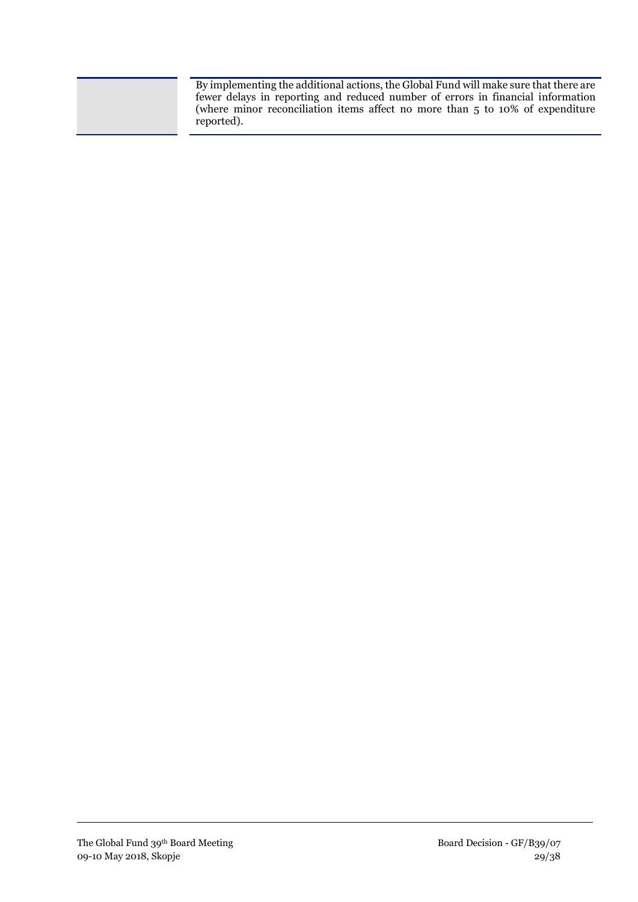|  | By implementing the additional actions, the Global Fund will make sure that there are fewer delays in reporting and reduced number of errors in financial information (where minor reconciliation items affect no more than 5 to 10% of expenditure reported). |
| --- | --- |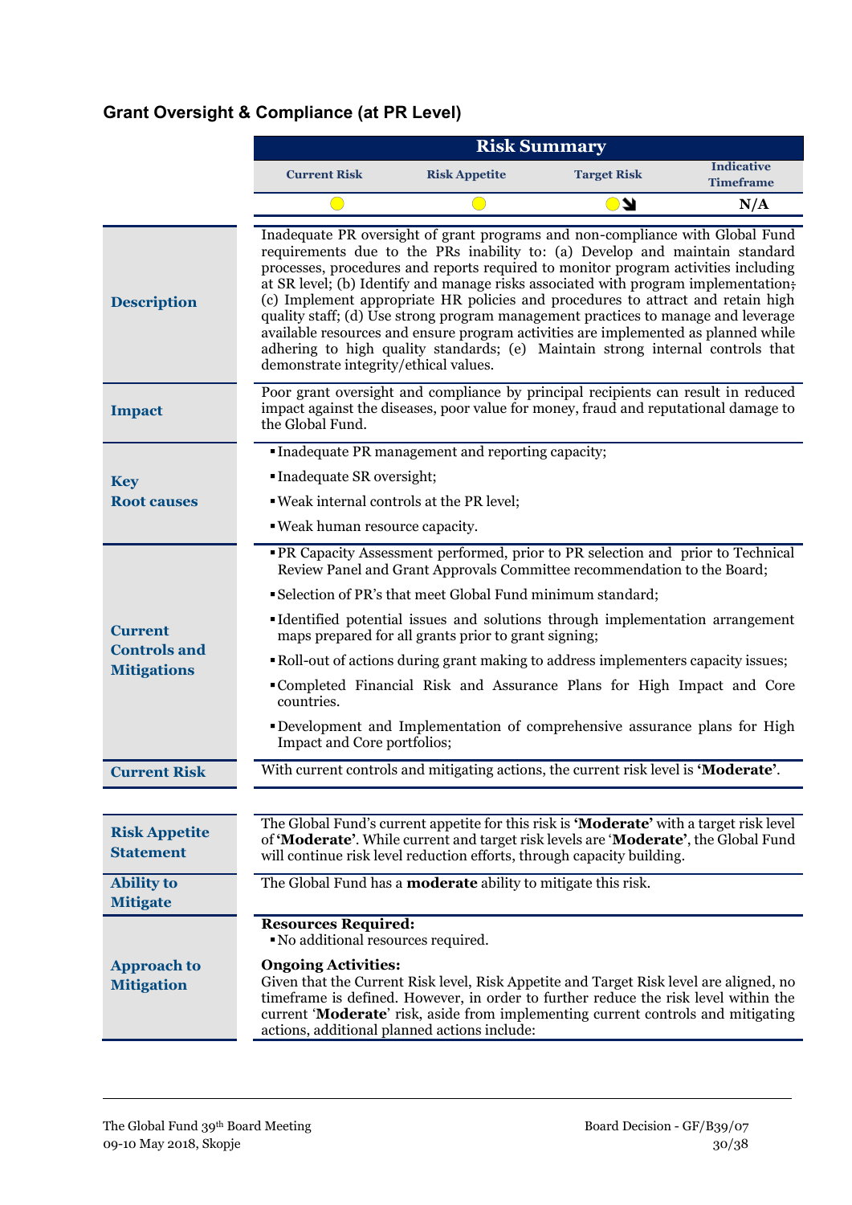### Grant Oversight & Compliance (at PR Level)

| Risk Summary | | | |
|---|---|---|---|
| Current Risk | Risk Appetite | Target Risk | Indicative Timeframe |
| 🟡 | 🟡 | 🟡↘ | N/A |

| | |
|---|---|
| **Description** | Inadequate PR oversight of grant programs and non-compliance with Global Fund requirements due to the PRs inability to: (a) Develop and maintain standard processes, procedures and reports required to monitor program activities including at SR level; (b) Identify and manage risks associated with program implementation; (c) Implement appropriate HR policies and procedures to attract and retain high quality staff; (d) Use strong program management practices to manage and leverage available resources and ensure program activities are implemented as planned while adhering to high quality standards; (e) Maintain strong internal controls that demonstrate integrity/ethical values. |
| **Impact** | Poor grant oversight and compliance by principal recipients can result in reduced impact against the diseases, poor value for money, fraud and reputational damage to the Global Fund. |
| **Key Root causes** | ▪ Inadequate PR management and reporting capacity;<br>▪ Inadequate SR oversight;<br>▪ Weak internal controls at the PR level;<br>▪ Weak human resource capacity. |
| **Current Controls and Mitigations** | ▪ PR Capacity Assessment performed, prior to PR selection and prior to Technical Review Panel and Grant Approvals Committee recommendation to the Board;<br>▪ Selection of PR's that meet Global Fund minimum standard;<br>▪ Identified potential issues and solutions through implementation arrangement maps prepared for all grants prior to grant signing;<br>▪ Roll-out of actions during grant making to address implementers capacity issues;<br>▪ Completed Financial Risk and Assurance Plans for High Impact and Core countries.<br>▪ Development and Implementation of comprehensive assurance plans for High Impact and Core portfolios; |
| **Current Risk** | With current controls and mitigating actions, the current risk level is **'Moderate'**. |

| | |
|---|---|
| **Risk Appetite Statement** | The Global Fund's current appetite for this risk is **'Moderate'** with a target risk level of **'Moderate'**. While current and target risk levels are '**Moderate'**, the Global Fund will continue risk level reduction efforts, through capacity building. |
| **Ability to Mitigate** | The Global Fund has a **moderate** ability to mitigate this risk. |
| **Approach to Mitigation** | **Resources Required:**<br>▪ No additional resources required.<br>**Ongoing Activities:**<br>Given that the Current Risk level, Risk Appetite and Target Risk level are aligned, no timeframe is defined. However, in order to further reduce the risk level within the current '**Moderate**' risk, aside from implementing current controls and mitigating actions, additional planned actions include: |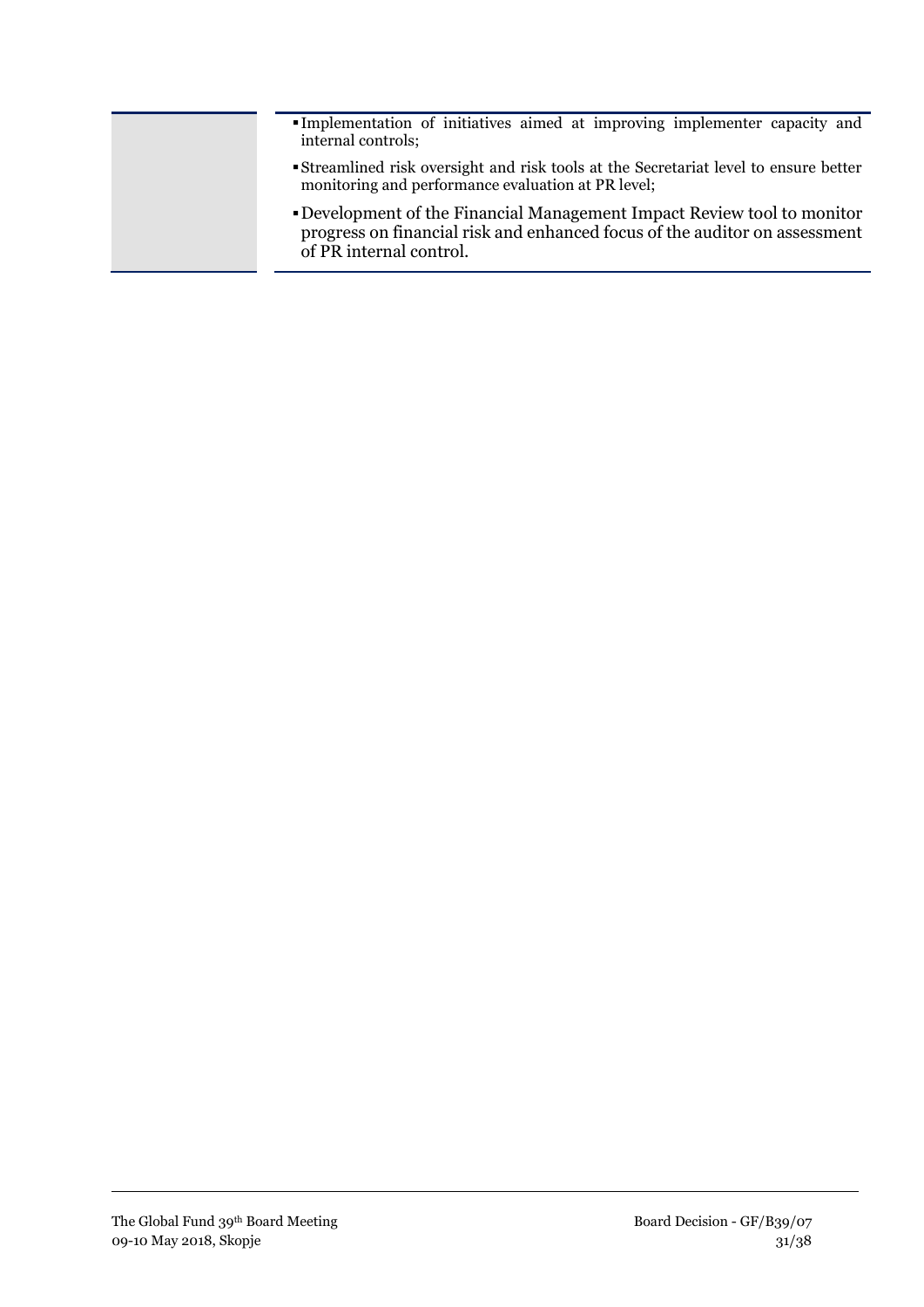|  |  |
| --- | --- |
|  | ▪ Implementation of initiatives aimed at improving implementer capacity and internal controls;<br>▪ Streamlined risk oversight and risk tools at the Secretariat level to ensure better monitoring and performance evaluation at PR level;<br>▪ Development of the Financial Management Impact Review tool to monitor progress on financial risk and enhanced focus of the auditor on assessment of PR internal control. |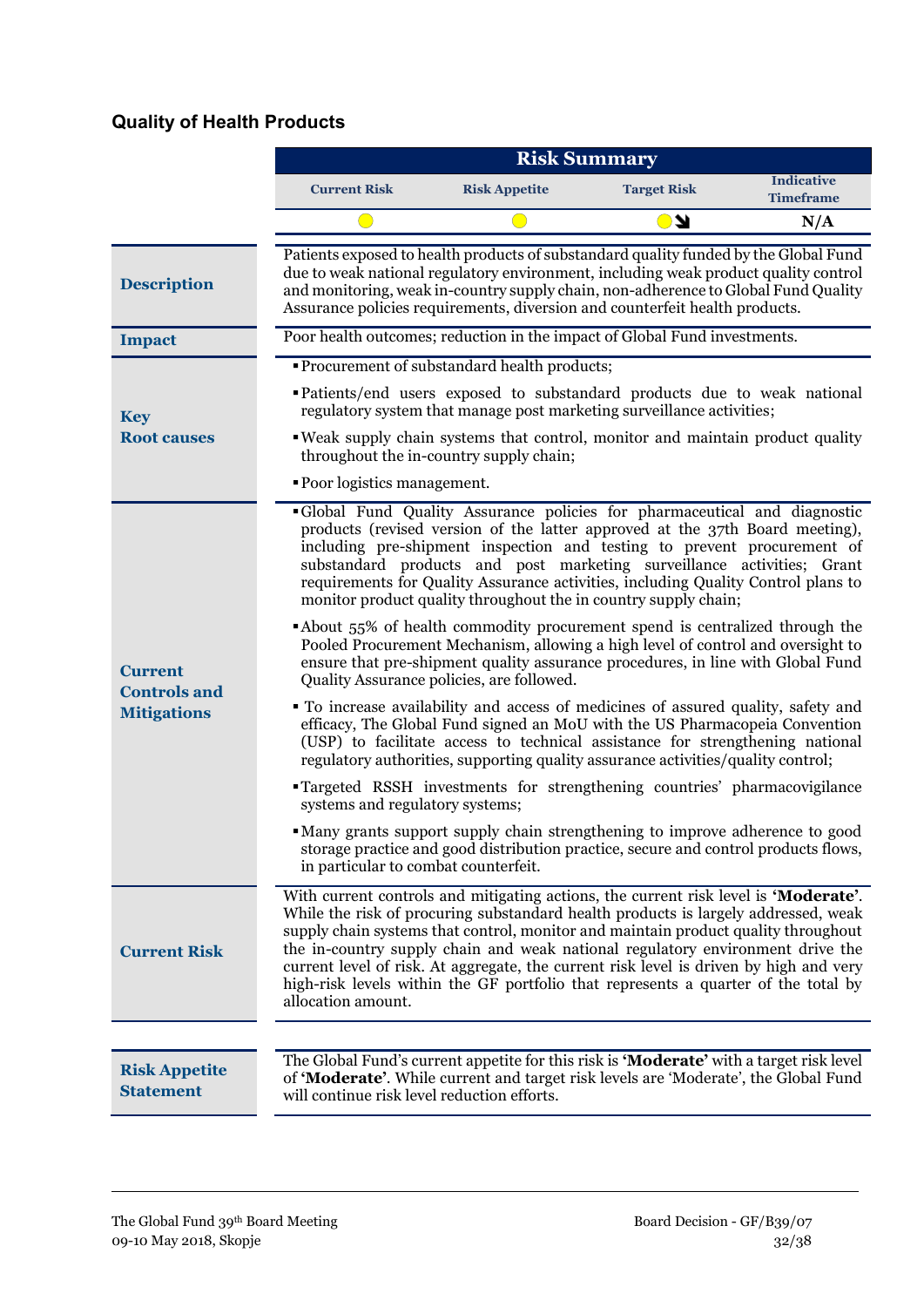## Quality of Health Products

| Risk Summary | | | |
|---|---|---|---|
| Current Risk | Risk Appetite | Target Risk | Indicative Timeframe |
| 🟡 | 🟡 | 🟡↘ | N/A |

| | |
|---|---|
| **Description** | Patients exposed to health products of substandard quality funded by the Global Fund due to weak national regulatory environment, including weak product quality control and monitoring, weak in-country supply chain, non-adherence to Global Fund Quality Assurance policies requirements, diversion and counterfeit health products. |
| **Impact** | Poor health outcomes; reduction in the impact of Global Fund investments. |
| **Key Root causes** | ▪ Procurement of substandard health products;<br>▪ Patients/end users exposed to substandard products due to weak national regulatory system that manage post marketing surveillance activities;<br>▪ Weak supply chain systems that control, monitor and maintain product quality throughout the in-country supply chain;<br>▪ Poor logistics management. |
| **Current Controls and Mitigations** | ▪ Global Fund Quality Assurance policies for pharmaceutical and diagnostic products (revised version of the latter approved at the 37th Board meeting), including pre-shipment inspection and testing to prevent procurement of substandard products and post marketing surveillance activities; Grant requirements for Quality Assurance activities, including Quality Control plans to monitor product quality throughout the in country supply chain;<br>▪ About 55% of health commodity procurement spend is centralized through the Pooled Procurement Mechanism, allowing a high level of control and oversight to ensure that pre-shipment quality assurance procedures, in line with Global Fund Quality Assurance policies, are followed.<br>▪ To increase availability and access of medicines of assured quality, safety and efficacy, The Global Fund signed an MoU with the US Pharmacopeia Convention (USP) to facilitate access to technical assistance for strengthening national regulatory authorities, supporting quality assurance activities/quality control;<br>▪ Targeted RSSH investments for strengthening countries' pharmacovigilance systems and regulatory systems;<br>▪ Many grants support supply chain strengthening to improve adherence to good storage practice and good distribution practice, secure and control products flows, in particular to combat counterfeit. |
| **Current Risk** | With current controls and mitigating actions, the current risk level is **'Moderate'**. While the risk of procuring substandard health products is largely addressed, weak supply chain systems that control, monitor and maintain product quality throughout the in-country supply chain and weak national regulatory environment drive the current level of risk. At aggregate, the current risk level is driven by high and very high-risk levels within the GF portfolio that represents a quarter of the total by allocation amount. |
| **Risk Appetite Statement** | The Global Fund's current appetite for this risk is **'Moderate'** with a target risk level of **'Moderate'**. While current and target risk levels are 'Moderate', the Global Fund will continue risk level reduction efforts. |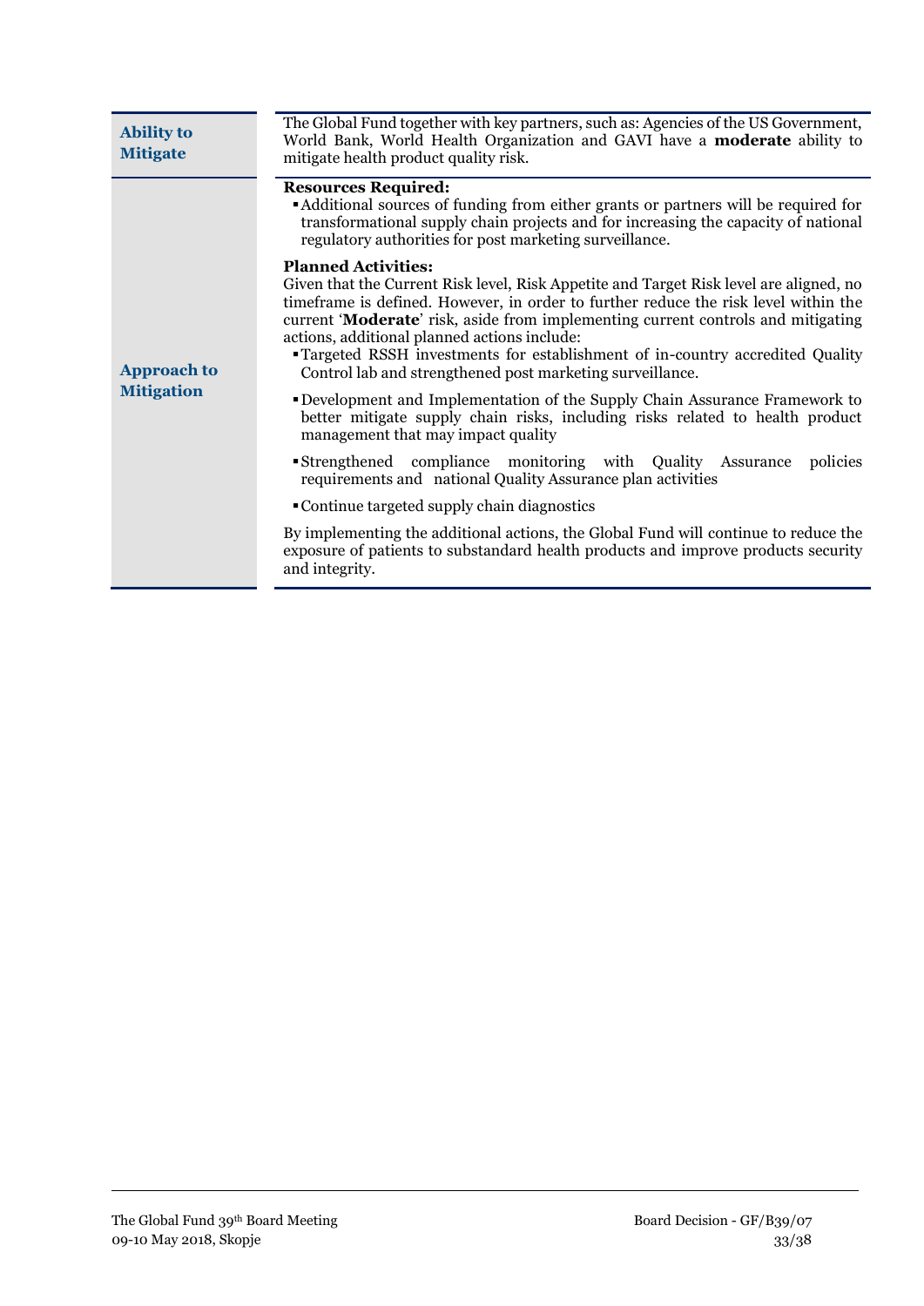| | |
|---|---|
| **Ability to Mitigate** | The Global Fund together with key partners, such as: Agencies of the US Government, World Bank, World Health Organization and GAVI have a **moderate** ability to mitigate health product quality risk. |
| **Approach to Mitigation** | **Resources Required:**<br>▪ Additional sources of funding from either grants or partners will be required for transformational supply chain projects and for increasing the capacity of national regulatory authorities for post marketing surveillance.<br><br>**Planned Activities:**<br>Given that the Current Risk level, Risk Appetite and Target Risk level are aligned, no timeframe is defined. However, in order to further reduce the risk level within the current '**Moderate**' risk, aside from implementing current controls and mitigating actions, additional planned actions include:<br>▪ Targeted RSSH investments for establishment of in-country accredited Quality Control lab and strengthened post marketing surveillance.<br>▪ Development and Implementation of the Supply Chain Assurance Framework to better mitigate supply chain risks, including risks related to health product management that may impact quality<br>▪ Strengthened compliance monitoring with Quality Assurance policies requirements and national Quality Assurance plan activities<br>▪ Continue targeted supply chain diagnostics<br><br>By implementing the additional actions, the Global Fund will continue to reduce the exposure of patients to substandard health products and improve products security and integrity. |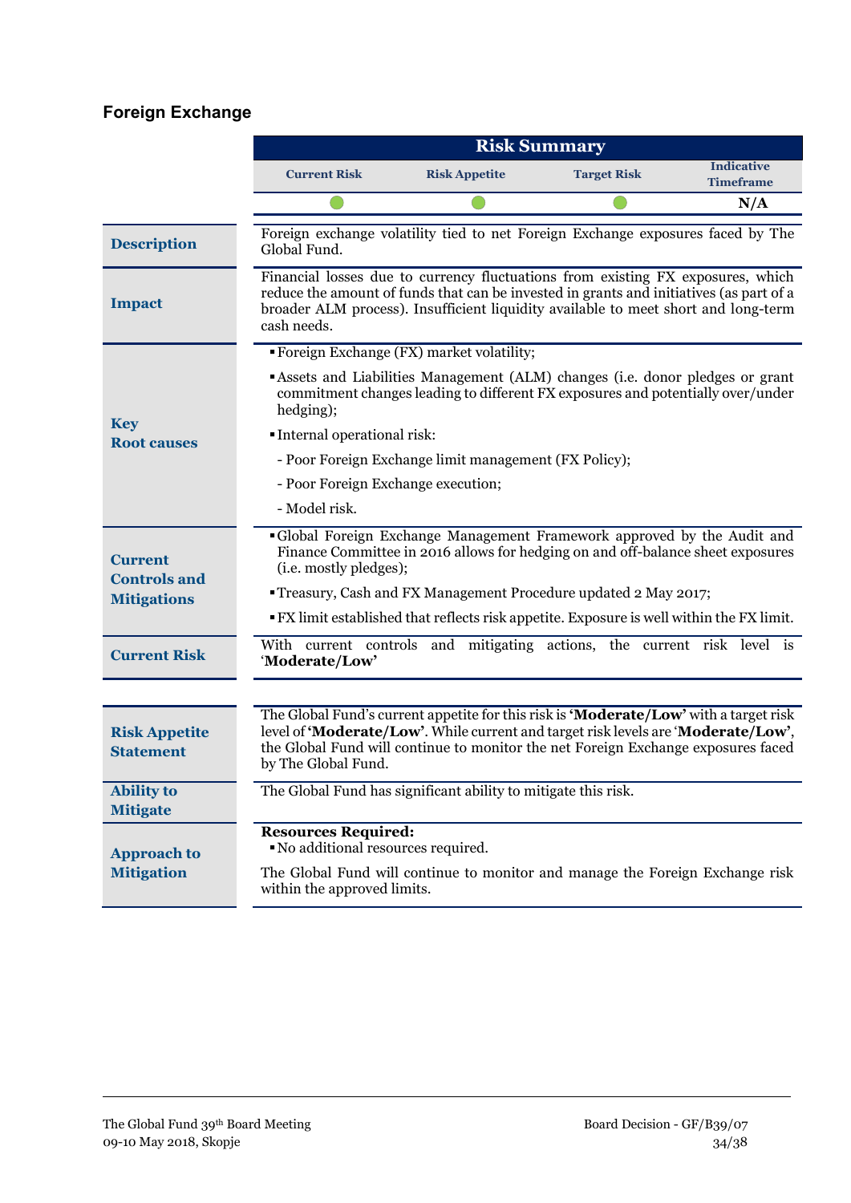## Foreign Exchange

| Risk Summary | | | |
|---|---|---|---|
| Current Risk | Risk Appetite | Target Risk | Indicative Timeframe |
| ● | ● | ● | N/A |

| | |
|---|---|
| **Description** | Foreign exchange volatility tied to net Foreign Exchange exposures faced by The Global Fund. |
| **Impact** | Financial losses due to currency fluctuations from existing FX exposures, which reduce the amount of funds that can be invested in grants and initiatives (as part of a broader ALM process). Insufficient liquidity available to meet short and long-term cash needs. |
| **Key Root causes** | ▪ Foreign Exchange (FX) market volatility;<br>▪ Assets and Liabilities Management (ALM) changes (i.e. donor pledges or grant commitment changes leading to different FX exposures and potentially over/under hedging);<br>▪ Internal operational risk:<br>- Poor Foreign Exchange limit management (FX Policy);<br>- Poor Foreign Exchange execution;<br>- Model risk. |
| **Current Controls and Mitigations** | ▪ Global Foreign Exchange Management Framework approved by the Audit and Finance Committee in 2016 allows for hedging on and off-balance sheet exposures (i.e. mostly pledges);<br>▪ Treasury, Cash and FX Management Procedure updated 2 May 2017;<br>▪ FX limit established that reflects risk appetite. Exposure is well within the FX limit. |
| **Current Risk** | With current controls and mitigating actions, the current risk level is '**Moderate/Low**' |

| | |
|---|---|
| **Risk Appetite Statement** | The Global Fund's current appetite for this risk is **'Moderate/Low'** with a target risk level of **'Moderate/Low'**. While current and target risk levels are '**Moderate/Low**', the Global Fund will continue to monitor the net Foreign Exchange exposures faced by The Global Fund. |
| **Ability to Mitigate** | The Global Fund has significant ability to mitigate this risk. |
| **Approach to Mitigation** | **Resources Required:**<br>▪ No additional resources required.<br>The Global Fund will continue to monitor and manage the Foreign Exchange risk within the approved limits. |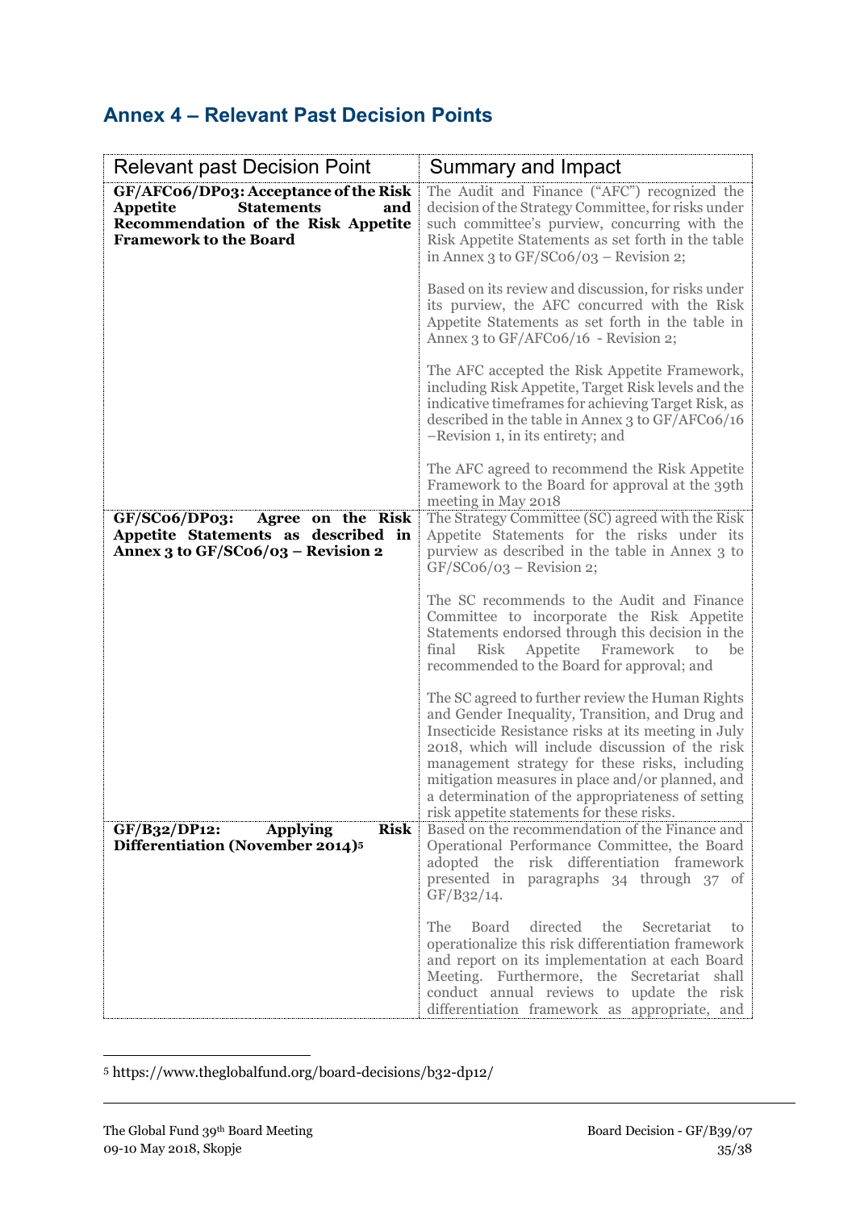## Annex 4 – Relevant Past Decision Points

| Relevant past Decision Point | Summary and Impact |
|---|---|
| **GF/AFC06/DP03: Acceptance of the Risk Appetite Statements and Recommendation of the Risk Appetite Framework to the Board** | The Audit and Finance ("AFC") recognized the decision of the Strategy Committee, for risks under such committee's purview, concurring with the Risk Appetite Statements as set forth in the table in Annex 3 to GF/SC06/03 – Revision 2;<br><br>Based on its review and discussion, for risks under its purview, the AFC concurred with the Risk Appetite Statements as set forth in the table in Annex 3 to GF/AFC06/16 - Revision 2;<br><br>The AFC accepted the Risk Appetite Framework, including Risk Appetite, Target Risk levels and the indicative timeframes for achieving Target Risk, as described in the table in Annex 3 to GF/AFC06/16 –Revision 1, in its entirety; and<br><br>The AFC agreed to recommend the Risk Appetite Framework to the Board for approval at the 39th meeting in May 2018 |
| **GF/SC06/DP03: Agree on the Risk Appetite Statements as described in Annex 3 to GF/SC06/03 – Revision 2** | The Strategy Committee (SC) agreed with the Risk Appetite Statements for the risks under its purview as described in the table in Annex 3 to GF/SC06/03 – Revision 2;<br><br>The SC recommends to the Audit and Finance Committee to incorporate the Risk Appetite Statements endorsed through this decision in the final Risk Appetite Framework to be recommended to the Board for approval; and<br><br>The SC agreed to further review the Human Rights and Gender Inequality, Transition, and Drug and Insecticide Resistance risks at its meeting in July 2018, which will include discussion of the risk management strategy for these risks, including mitigation measures in place and/or planned, and a determination of the appropriateness of setting risk appetite statements for these risks. |
| **GF/B32/DP12: Applying Risk Differentiation (November 2014)[5]** | Based on the recommendation of the Finance and Operational Performance Committee, the Board adopted the risk differentiation framework presented in paragraphs 34 through 37 of GF/B32/14.<br><br>The Board directed the Secretariat to operationalize this risk differentiation framework and report on its implementation at each Board Meeting. Furthermore, the Secretariat shall conduct annual reviews to update the risk differentiation framework as appropriate, and |

[5] https://www.theglobalfund.org/board-decisions/b32-dp12/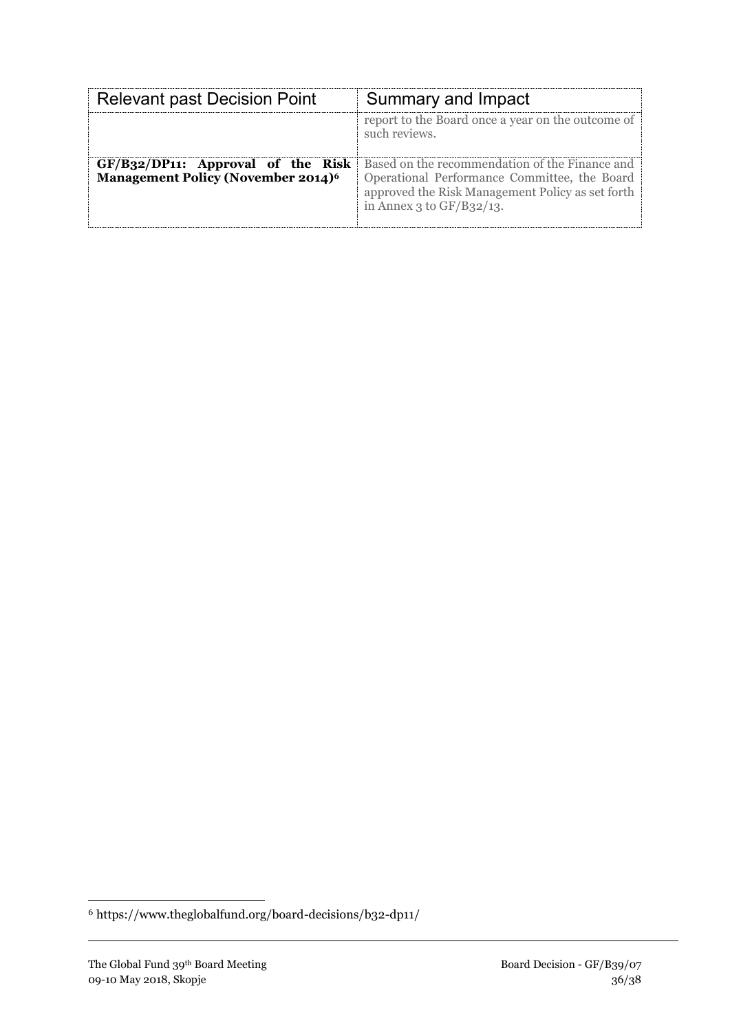| Relevant past Decision Point | Summary and Impact |
| --- | --- |
| | report to the Board once a year on the outcome of such reviews. |
| **GF/B32/DP11: Approval of the Risk Management Policy (November 2014)[6]** | Based on the recommendation of the Finance and Operational Performance Committee, the Board approved the Risk Management Policy as set forth in Annex 3 to GF/B32/13. |

[6] https://www.theglobalfund.org/board-decisions/b32-dp11/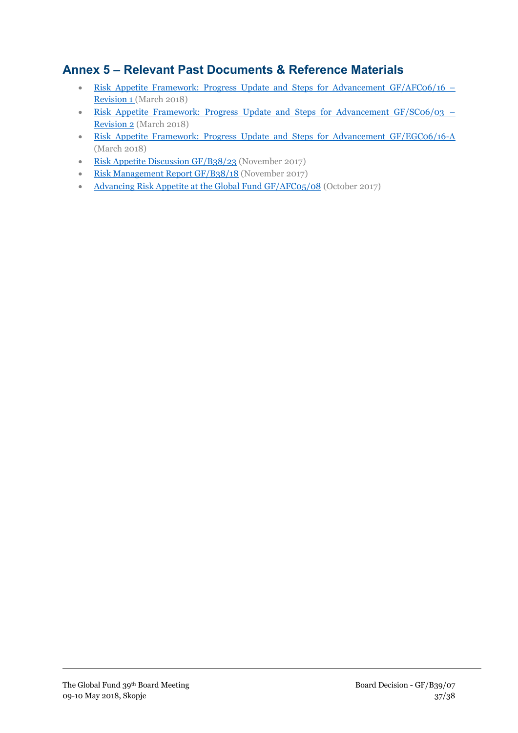## Annex 5 – Relevant Past Documents & Reference Materials

- Risk Appetite Framework: Progress Update and Steps for Advancement GF/AFC06/16 – Revision 1 (March 2018)
- Risk Appetite Framework: Progress Update and Steps for Advancement GF/SC06/03 – Revision 2 (March 2018)
- Risk Appetite Framework: Progress Update and Steps for Advancement GF/EGC06/16-A (March 2018)
- Risk Appetite Discussion GF/B38/23 (November 2017)
- Risk Management Report GF/B38/18 (November 2017)
- Advancing Risk Appetite at the Global Fund GF/AFC05/08 (October 2017)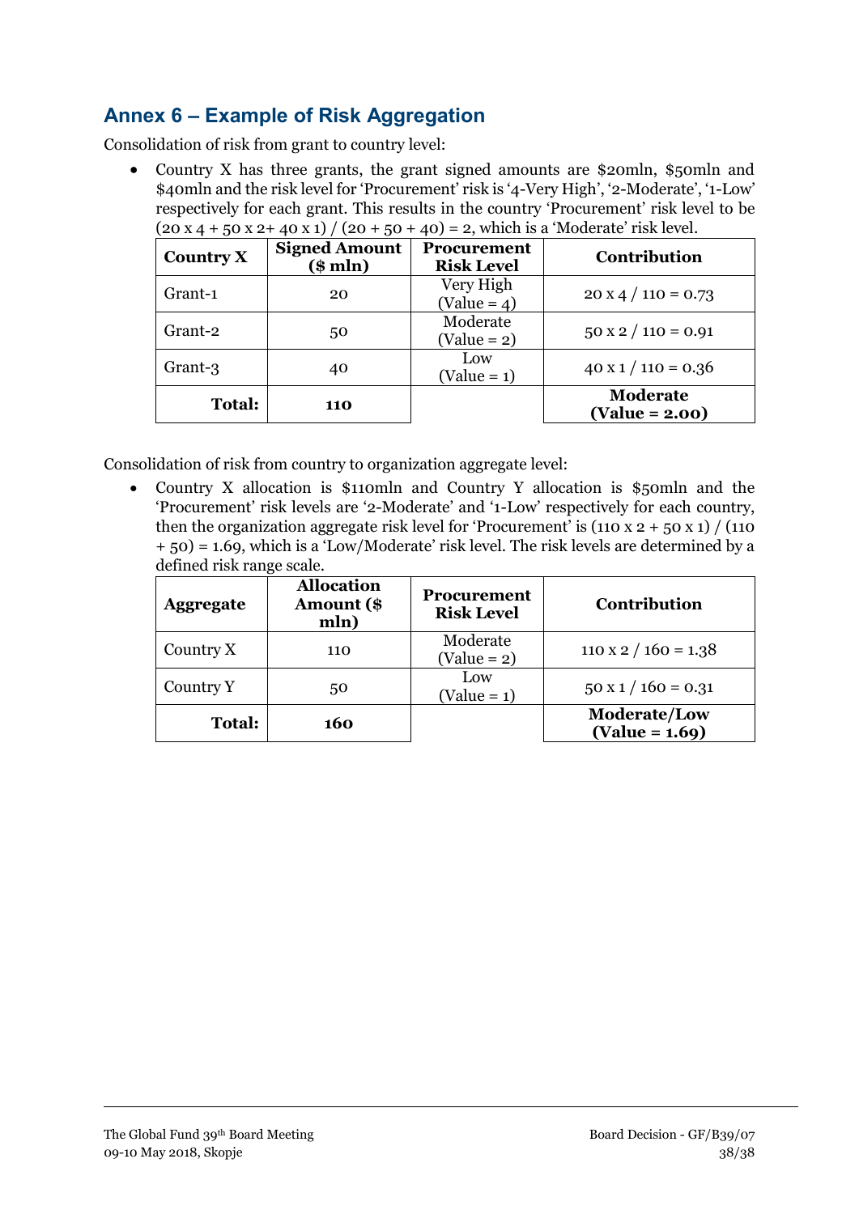## Annex 6 – Example of Risk Aggregation

Consolidation of risk from grant to country level:

- Country X has three grants, the grant signed amounts are $20mln, $50mln and $40mln and the risk level for 'Procurement' risk is '4-Very High', '2-Moderate', '1-Low' respectively for each grant. This results in the country 'Procurement' risk level to be (20 x 4 + 50 x 2+ 40 x 1) / (20 + 50 + 40) = 2, which is a 'Moderate' risk level.

| Country X | Signed Amount ($ mln) | Procurement Risk Level | Contribution |
|---|---|---|---|
| Grant-1 | 20 | Very High (Value = 4) | 20 x 4 / 110 = 0.73 |
| Grant-2 | 50 | Moderate (Value = 2) | 50 x 2 / 110 = 0.91 |
| Grant-3 | 40 | Low (Value = 1) | 40 x 1 / 110 = 0.36 |
| **Total:** | **110** | | **Moderate (Value = 2.00)** |

Consolidation of risk from country to organization aggregate level:

- Country X allocation is $110mln and Country Y allocation is $50mln and the 'Procurement' risk levels are '2-Moderate' and '1-Low' respectively for each country, then the organization aggregate risk level for 'Procurement' is (110 x 2 + 50 x 1) / (110 + 50) = 1.69, which is a 'Low/Moderate' risk level. The risk levels are determined by a defined risk range scale.

| Aggregate | Allocation Amount ($ mln) | Procurement Risk Level | Contribution |
|---|---|---|---|
| Country X | 110 | Moderate (Value = 2) | 110 x 2 / 160 = 1.38 |
| Country Y | 50 | Low (Value = 1) | 50 x 1 / 160 = 0.31 |
| **Total:** | **160** | | **Moderate/Low (Value = 1.69)** |